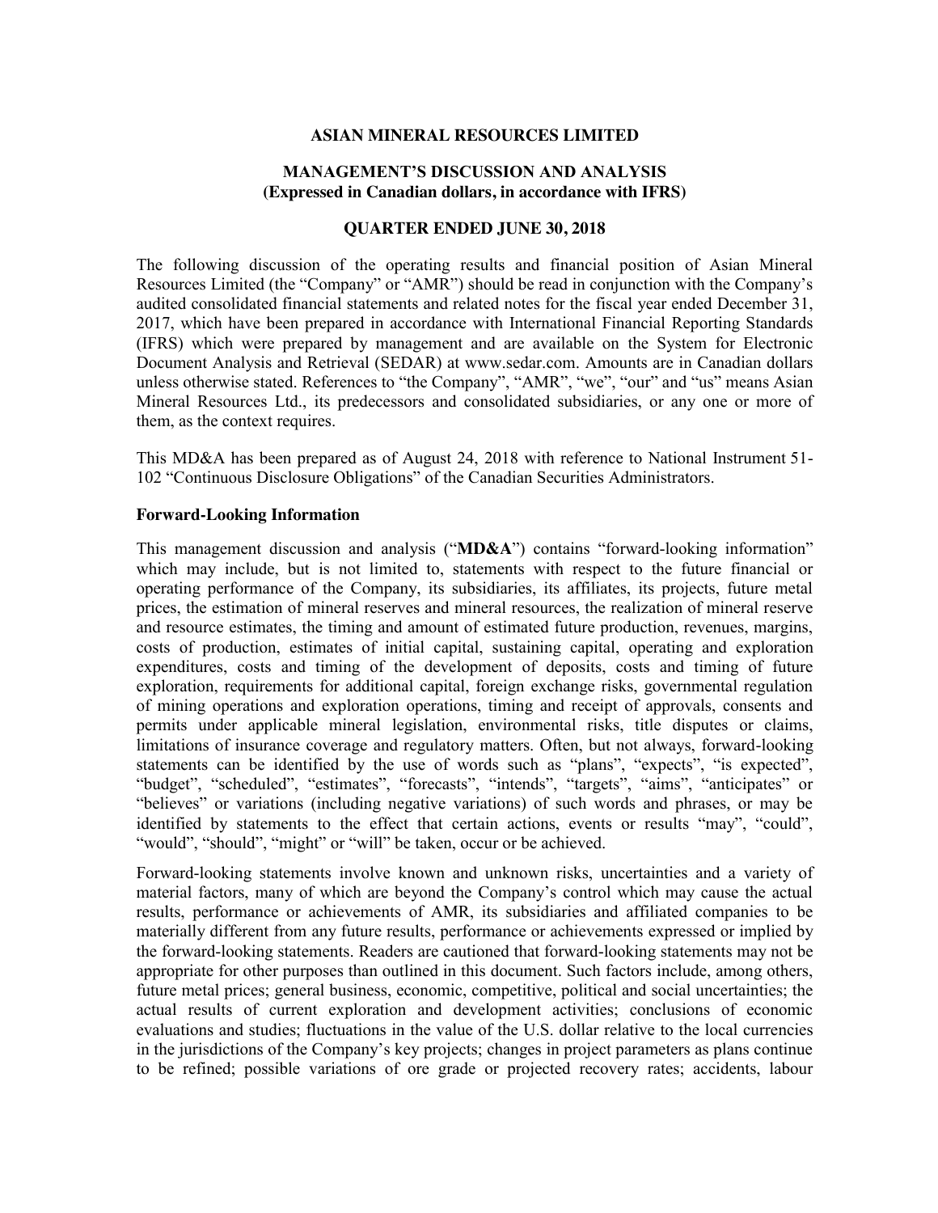# ASIAN MINERAL RESOURCES LIMITED

## MANAGEMENT'S DISCUSSION AND ANALYSIS
**(Expressed in Canadian dollars, in accordance with IFRS)**

## QUARTER ENDED JUNE 30, 2018

The following discussion of the operating results and financial position of Asian Mineral Resources Limited (the "Company" or "AMR") should be read in conjunction with the Company's audited consolidated financial statements and related notes for the fiscal year ended December 31, 2017, which have been prepared in accordance with International Financial Reporting Standards (IFRS) which were prepared by management and are available on the System for Electronic Document Analysis and Retrieval (SEDAR) at www.sedar.com. Amounts are in Canadian dollars unless otherwise stated. References to "the Company", "AMR", "we", "our" and "us" means Asian Mineral Resources Ltd., its predecessors and consolidated subsidiaries, or any one or more of them, as the context requires.

This MD&A has been prepared as of August 24, 2018 with reference to National Instrument 51-102 "Continuous Disclosure Obligations" of the Canadian Securities Administrators.

### Forward-Looking Information

This management discussion and analysis ("**MD&A**") contains "forward-looking information" which may include, but is not limited to, statements with respect to the future financial or operating performance of the Company, its subsidiaries, its affiliates, its projects, future metal prices, the estimation of mineral reserves and mineral resources, the realization of mineral reserve and resource estimates, the timing and amount of estimated future production, revenues, margins, costs of production, estimates of initial capital, sustaining capital, operating and exploration expenditures, costs and timing of the development of deposits, costs and timing of future exploration, requirements for additional capital, foreign exchange risks, governmental regulation of mining operations and exploration operations, timing and receipt of approvals, consents and permits under applicable mineral legislation, environmental risks, title disputes or claims, limitations of insurance coverage and regulatory matters. Often, but not always, forward-looking statements can be identified by the use of words such as "plans", "expects", "is expected", "budget", "scheduled", "estimates", "forecasts", "intends", "targets", "aims", "anticipates" or "believes" or variations (including negative variations) of such words and phrases, or may be identified by statements to the effect that certain actions, events or results "may", "could", "would", "should", "might" or "will" be taken, occur or be achieved.

Forward-looking statements involve known and unknown risks, uncertainties and a variety of material factors, many of which are beyond the Company's control which may cause the actual results, performance or achievements of AMR, its subsidiaries and affiliated companies to be materially different from any future results, performance or achievements expressed or implied by the forward-looking statements. Readers are cautioned that forward-looking statements may not be appropriate for other purposes than outlined in this document. Such factors include, among others, future metal prices; general business, economic, competitive, political and social uncertainties; the actual results of current exploration and development activities; conclusions of economic evaluations and studies; fluctuations in the value of the U.S. dollar relative to the local currencies in the jurisdictions of the Company's key projects; changes in project parameters as plans continue to be refined; possible variations of ore grade or projected recovery rates; accidents, labour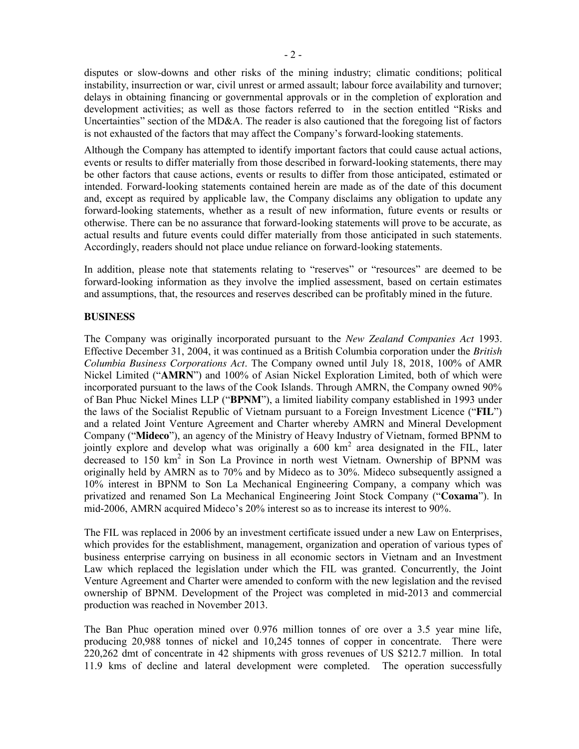disputes or slow-downs and other risks of the mining industry; climatic conditions; political instability, insurrection or war, civil unrest or armed assault; labour force availability and turnover; delays in obtaining financing or governmental approvals or in the completion of exploration and development activities; as well as those factors referred to in the section entitled "Risks and Uncertainties" section of the MD&A. The reader is also cautioned that the foregoing list of factors is not exhausted of the factors that may affect the Company's forward-looking statements.

Although the Company has attempted to identify important factors that could cause actual actions, events or results to differ materially from those described in forward-looking statements, there may be other factors that cause actions, events or results to differ from those anticipated, estimated or intended. Forward-looking statements contained herein are made as of the date of this document and, except as required by applicable law, the Company disclaims any obligation to update any forward-looking statements, whether as a result of new information, future events or results or otherwise. There can be no assurance that forward-looking statements will prove to be accurate, as actual results and future events could differ materially from those anticipated in such statements. Accordingly, readers should not place undue reliance on forward-looking statements.

In addition, please note that statements relating to "reserves" or "resources" are deemed to be forward-looking information as they involve the implied assessment, based on certain estimates and assumptions, that, the resources and reserves described can be profitably mined in the future.

## BUSINESS

The Company was originally incorporated pursuant to the *New Zealand Companies Act* 1993. Effective December 31, 2004, it was continued as a British Columbia corporation under the *British Columbia Business Corporations Act*. The Company owned until July 18, 2018, 100% of AMR Nickel Limited ("**AMRN**") and 100% of Asian Nickel Exploration Limited, both of which were incorporated pursuant to the laws of the Cook Islands. Through AMRN, the Company owned 90% of Ban Phuc Nickel Mines LLP ("**BPNM**"), a limited liability company established in 1993 under the laws of the Socialist Republic of Vietnam pursuant to a Foreign Investment Licence ("**FIL**") and a related Joint Venture Agreement and Charter whereby AMRN and Mineral Development Company ("**Mideco**"), an agency of the Ministry of Heavy Industry of Vietnam, formed BPNM to jointly explore and develop what was originally a 600 km$^2$ area designated in the FIL, later decreased to 150 km$^2$ in Son La Province in north west Vietnam. Ownership of BPNM was originally held by AMRN as to 70% and by Mideco as to 30%. Mideco subsequently assigned a 10% interest in BPNM to Son La Mechanical Engineering Company, a company which was privatized and renamed Son La Mechanical Engineering Joint Stock Company ("**Coxama**"). In mid-2006, AMRN acquired Mideco's 20% interest so as to increase its interest to 90%.

The FIL was replaced in 2006 by an investment certificate issued under a new Law on Enterprises, which provides for the establishment, management, organization and operation of various types of business enterprise carrying on business in all economic sectors in Vietnam and an Investment Law which replaced the legislation under which the FIL was granted. Concurrently, the Joint Venture Agreement and Charter were amended to conform with the new legislation and the revised ownership of BPNM. Development of the Project was completed in mid-2013 and commercial production was reached in November 2013.

The Ban Phuc operation mined over 0.976 million tonnes of ore over a 3.5 year mine life, producing 20,988 tonnes of nickel and 10,245 tonnes of copper in concentrate. There were 220,262 dmt of concentrate in 42 shipments with gross revenues of US $212.7 million. In total 11.9 kms of decline and lateral development were completed. The operation successfully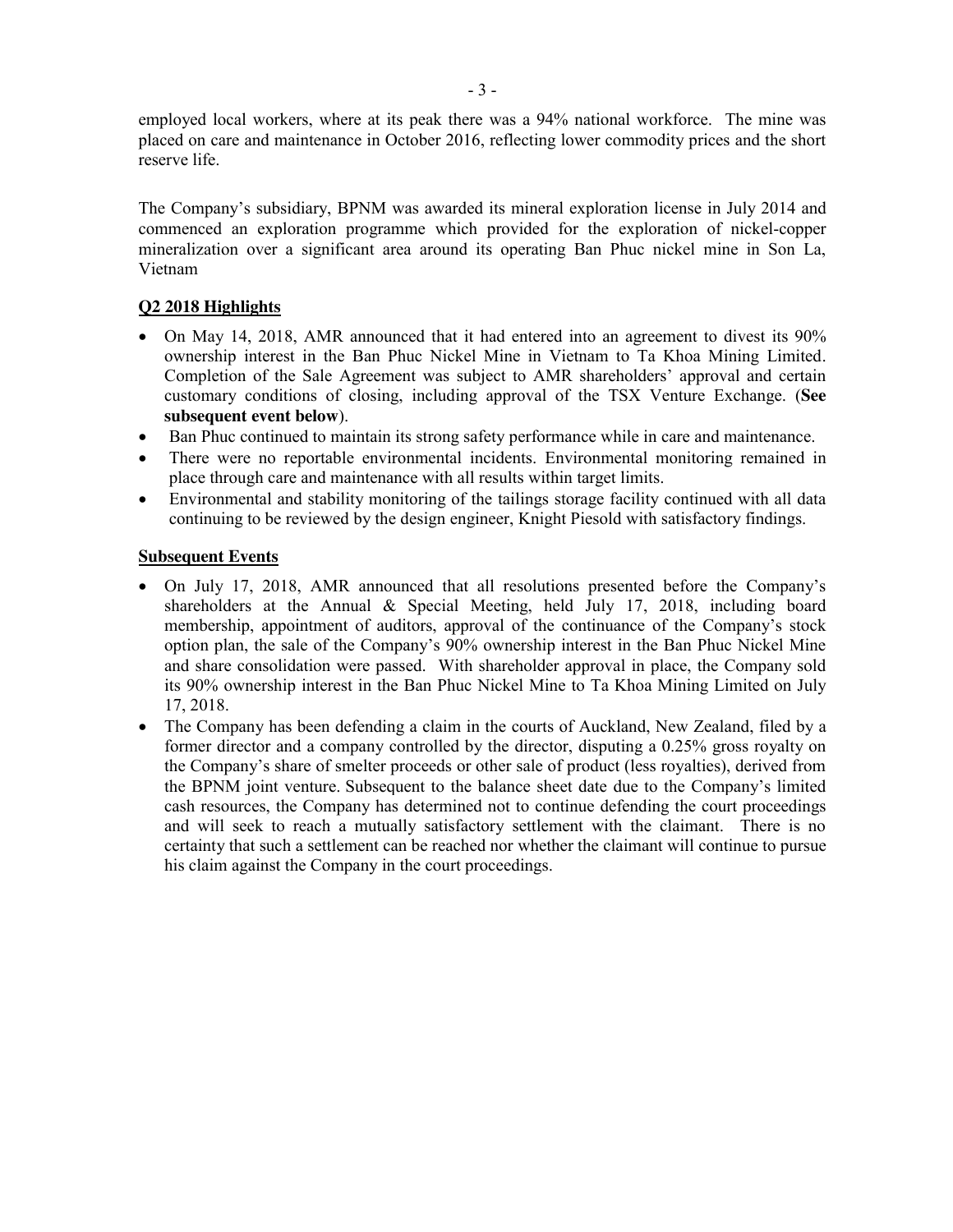employed local workers, where at its peak there was a 94% national workforce. The mine was placed on care and maintenance in October 2016, reflecting lower commodity prices and the short reserve life.

The Company's subsidiary, BPNM was awarded its mineral exploration license in July 2014 and commenced an exploration programme which provided for the exploration of nickel-copper mineralization over a significant area around its operating Ban Phuc nickel mine in Son La, Vietnam

## Q2 2018 Highlights

- On May 14, 2018, AMR announced that it had entered into an agreement to divest its 90% ownership interest in the Ban Phuc Nickel Mine in Vietnam to Ta Khoa Mining Limited. Completion of the Sale Agreement was subject to AMR shareholders' approval and certain customary conditions of closing, including approval of the TSX Venture Exchange. (**See subsequent event below**).
- Ban Phuc continued to maintain its strong safety performance while in care and maintenance.
- There were no reportable environmental incidents. Environmental monitoring remained in place through care and maintenance with all results within target limits.
- Environmental and stability monitoring of the tailings storage facility continued with all data continuing to be reviewed by the design engineer, Knight Piesold with satisfactory findings.

## Subsequent Events

- On July 17, 2018, AMR announced that all resolutions presented before the Company's shareholders at the Annual & Special Meeting, held July 17, 2018, including board membership, appointment of auditors, approval of the continuance of the Company's stock option plan, the sale of the Company's 90% ownership interest in the Ban Phuc Nickel Mine and share consolidation were passed. With shareholder approval in place, the Company sold its 90% ownership interest in the Ban Phuc Nickel Mine to Ta Khoa Mining Limited on July 17, 2018.
- The Company has been defending a claim in the courts of Auckland, New Zealand, filed by a former director and a company controlled by the director, disputing a 0.25% gross royalty on the Company's share of smelter proceeds or other sale of product (less royalties), derived from the BPNM joint venture. Subsequent to the balance sheet date due to the Company's limited cash resources, the Company has determined not to continue defending the court proceedings and will seek to reach a mutually satisfactory settlement with the claimant. There is no certainty that such a settlement can be reached nor whether the claimant will continue to pursue his claim against the Company in the court proceedings.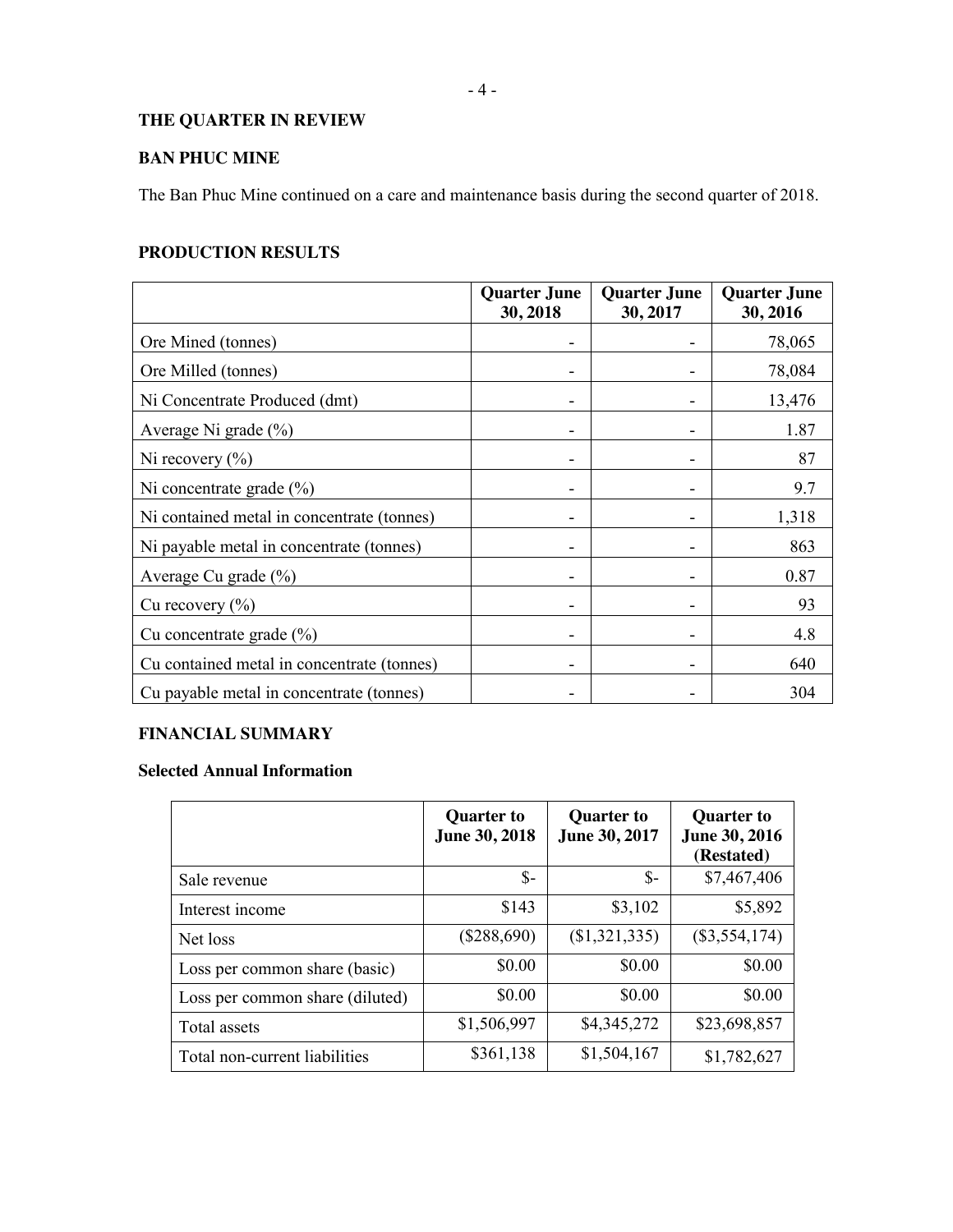## THE QUARTER IN REVIEW

### BAN PHUC MINE

The Ban Phuc Mine continued on a care and maintenance basis during the second quarter of 2018.

### PRODUCTION RESULTS

| | Quarter June 30, 2018 | Quarter June 30, 2017 | Quarter June 30, 2016 |
|---|---|---|---|
| Ore Mined (tonnes) | - | - | 78,065 |
| Ore Milled (tonnes) | - | - | 78,084 |
| Ni Concentrate Produced (dmt) | - | - | 13,476 |
| Average Ni grade (%) | - | - | 1.87 |
| Ni recovery (%) | - | - | 87 |
| Ni concentrate grade (%) | - | - | 9.7 |
| Ni contained metal in concentrate (tonnes) | - | - | 1,318 |
| Ni payable metal in concentrate (tonnes) | - | - | 863 |
| Average Cu grade (%) | - | - | 0.87 |
| Cu recovery (%) | - | - | 93 |
| Cu concentrate grade (%) | - | - | 4.8 |
| Cu contained metal in concentrate (tonnes) | - | - | 640 |
| Cu payable metal in concentrate (tonnes) | - | - | 304 |

### FINANCIAL SUMMARY

**Selected Annual Information**

| | Quarter to June 30, 2018 | Quarter to June 30, 2017 | Quarter to June 30, 2016 (Restated) |
|---|---|---|---|
| Sale revenue | $- | $- | $7,467,406 |
| Interest income | $143 | $3,102 | $5,892 |
| Net loss | ($288,690) | ($1,321,335) | ($3,554,174) |
| Loss per common share (basic) | $0.00 | $0.00 | $0.00 |
| Loss per common share (diluted) | $0.00 | $0.00 | $0.00 |
| Total assets | $1,506,997 | $4,345,272 | $23,698,857 |
| Total non-current liabilities | $361,138 | $1,504,167 | $1,782,627 |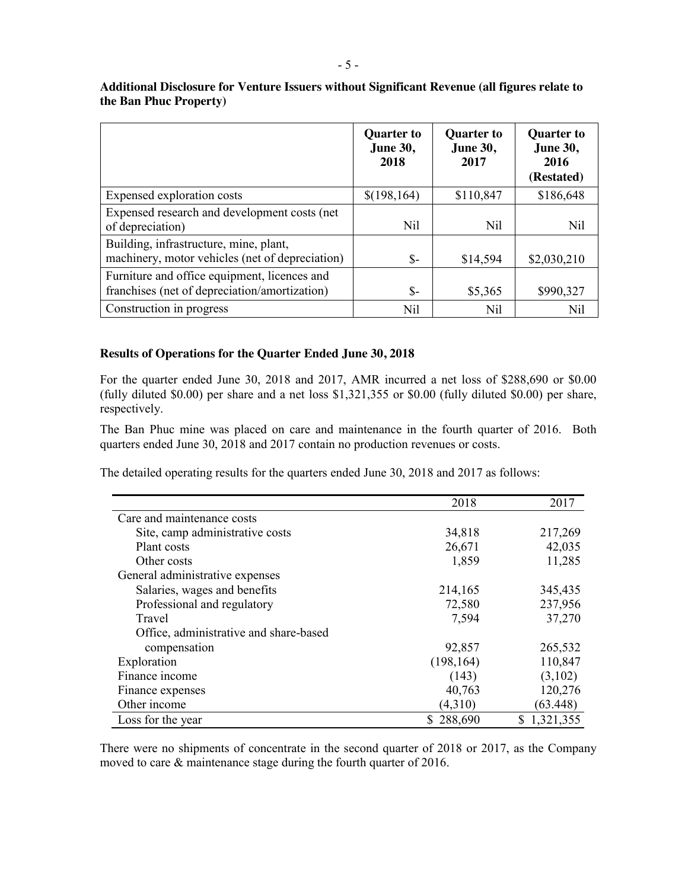**Additional Disclosure for Venture Issuers without Significant Revenue (all figures relate to the Ban Phuc Property)**

| | **Quarter to June 30, 2018** | **Quarter to June 30, 2017** | **Quarter to June 30, 2016 (Restated)** |
|---|---|---|---|
| Expensed exploration costs | $(198,164) | $110,847 | $186,648 |
| Expensed research and development costs (net of depreciation) | Nil | Nil | Nil |
| Building, infrastructure, mine, plant, machinery, motor vehicles (net of depreciation) | $- | $14,594 | $2,030,210 |
| Furniture and office equipment, licences and franchises (net of depreciation/amortization) | $- | $5,365 | $990,327 |
| Construction in progress | Nil | Nil | Nil |

**Results of Operations for the Quarter Ended June 30, 2018**

For the quarter ended June 30, 2018 and 2017, AMR incurred a net loss of $288,690 or $0.00 (fully diluted $0.00) per share and a net loss $1,321,355 or $0.00 (fully diluted $0.00) per share, respectively.

The Ban Phuc mine was placed on care and maintenance in the fourth quarter of 2016. Both quarters ended June 30, 2018 and 2017 contain no production revenues or costs.

The detailed operating results for the quarters ended June 30, 2018 and 2017 as follows:

| | 2018 | 2017 |
|---|---|---|
| Care and maintenance costs | | |
| Site, camp administrative costs | 34,818 | 217,269 |
| Plant costs | 26,671 | 42,035 |
| Other costs | 1,859 | 11,285 |
| General administrative expenses | | |
| Salaries, wages and benefits | 214,165 | 345,435 |
| Professional and regulatory | 72,580 | 237,956 |
| Travel | 7,594 | 37,270 |
| Office, administrative and share-based compensation | 92,857 | 265,532 |
| Exploration | (198,164) | 110,847 |
| Finance income | (143) | (3,102) |
| Finance expenses | 40,763 | 120,276 |
| Other income | (4,310) | (63.448) |
| Loss for the year | $ 288,690 | $ 1,321,355 |

There were no shipments of concentrate in the second quarter of 2018 or 2017, as the Company moved to care & maintenance stage during the fourth quarter of 2016.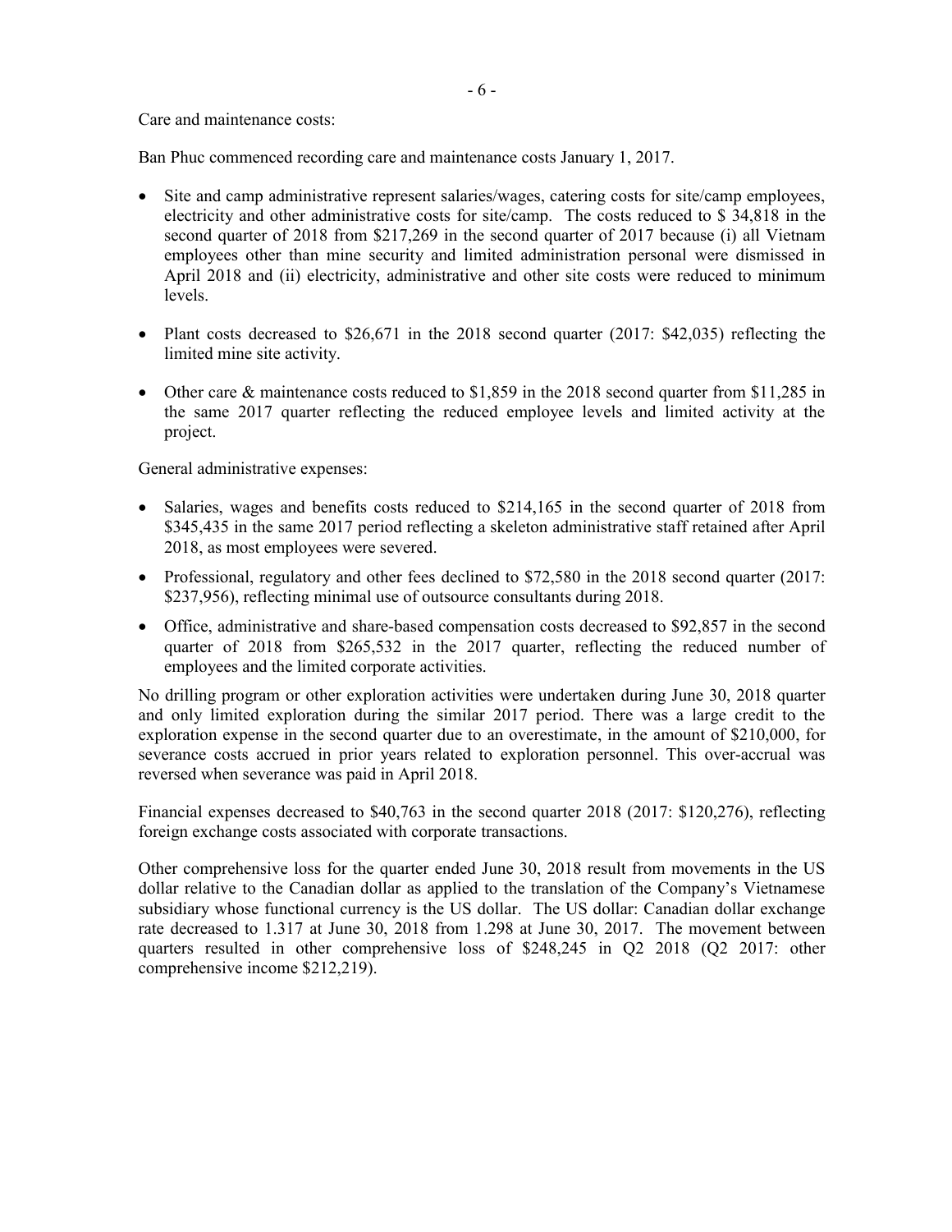Care and maintenance costs:

Ban Phuc commenced recording care and maintenance costs January 1, 2017.

- Site and camp administrative represent salaries/wages, catering costs for site/camp employees, electricity and other administrative costs for site/camp. The costs reduced to $ 34,818 in the second quarter of 2018 from $217,269 in the second quarter of 2017 because (i) all Vietnam employees other than mine security and limited administration personal were dismissed in April 2018 and (ii) electricity, administrative and other site costs were reduced to minimum levels.

- Plant costs decreased to $26,671 in the 2018 second quarter (2017: $42,035) reflecting the limited mine site activity.

- Other care & maintenance costs reduced to $1,859 in the 2018 second quarter from $11,285 in the same 2017 quarter reflecting the reduced employee levels and limited activity at the project.

General administrative expenses:

- Salaries, wages and benefits costs reduced to $214,165 in the second quarter of 2018 from $345,435 in the same 2017 period reflecting a skeleton administrative staff retained after April 2018, as most employees were severed.
- Professional, regulatory and other fees declined to $72,580 in the 2018 second quarter (2017: $237,956), reflecting minimal use of outsource consultants during 2018.
- Office, administrative and share-based compensation costs decreased to $92,857 in the second quarter of 2018 from $265,532 in the 2017 quarter, reflecting the reduced number of employees and the limited corporate activities.

No drilling program or other exploration activities were undertaken during June 30, 2018 quarter and only limited exploration during the similar 2017 period. There was a large credit to the exploration expense in the second quarter due to an overestimate, in the amount of $210,000, for severance costs accrued in prior years related to exploration personnel. This over-accrual was reversed when severance was paid in April 2018.

Financial expenses decreased to $40,763 in the second quarter 2018 (2017: $120,276), reflecting foreign exchange costs associated with corporate transactions.

Other comprehensive loss for the quarter ended June 30, 2018 result from movements in the US dollar relative to the Canadian dollar as applied to the translation of the Company's Vietnamese subsidiary whose functional currency is the US dollar. The US dollar: Canadian dollar exchange rate decreased to 1.317 at June 30, 2018 from 1.298 at June 30, 2017. The movement between quarters resulted in other comprehensive loss of $248,245 in Q2 2018 (Q2 2017: other comprehensive income $212,219).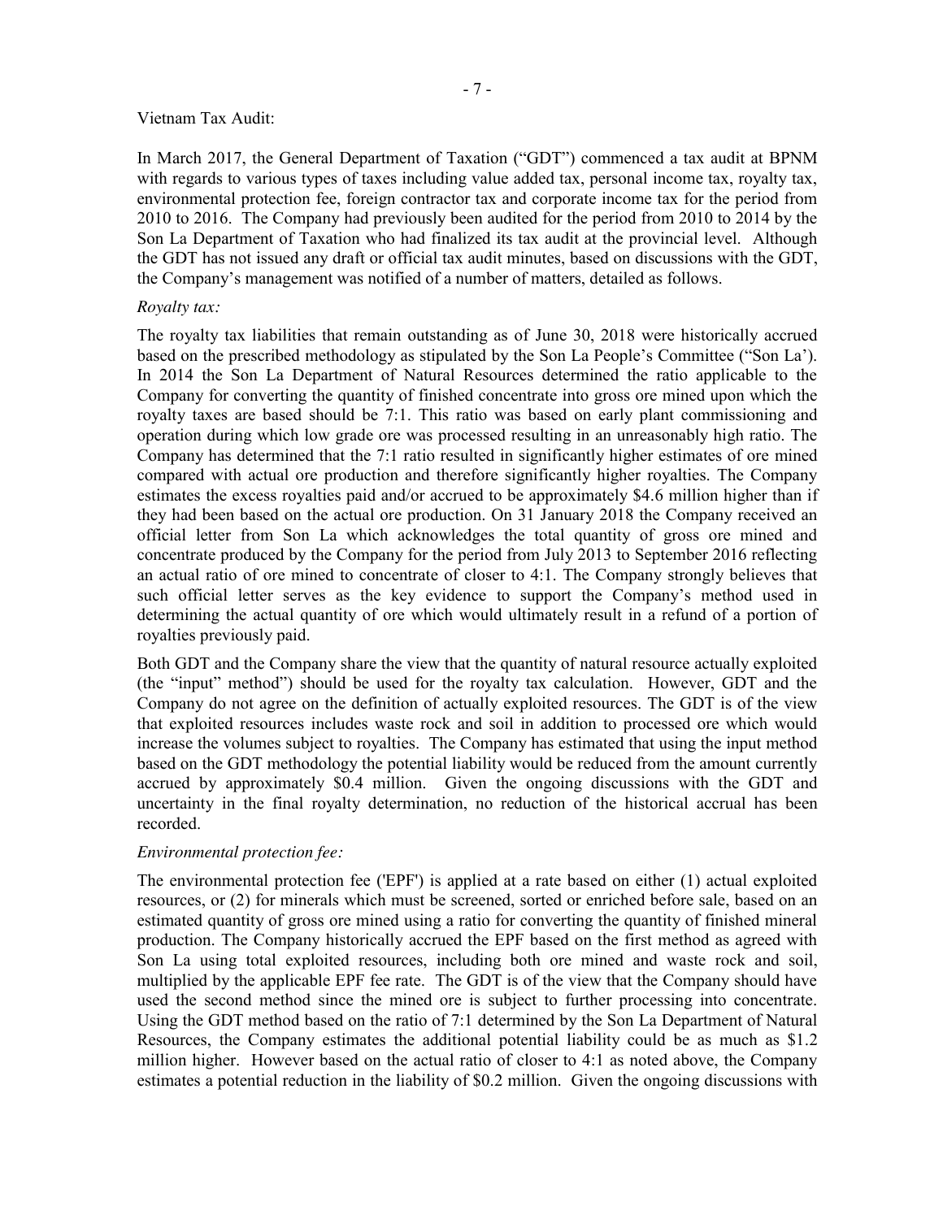Vietnam Tax Audit:

In March 2017, the General Department of Taxation ("GDT") commenced a tax audit at BPNM with regards to various types of taxes including value added tax, personal income tax, royalty tax, environmental protection fee, foreign contractor tax and corporate income tax for the period from 2010 to 2016. The Company had previously been audited for the period from 2010 to 2014 by the Son La Department of Taxation who had finalized its tax audit at the provincial level. Although the GDT has not issued any draft or official tax audit minutes, based on discussions with the GDT, the Company's management was notified of a number of matters, detailed as follows.

*Royalty tax:*

The royalty tax liabilities that remain outstanding as of June 30, 2018 were historically accrued based on the prescribed methodology as stipulated by the Son La People's Committee ("Son La'). In 2014 the Son La Department of Natural Resources determined the ratio applicable to the Company for converting the quantity of finished concentrate into gross ore mined upon which the royalty taxes are based should be 7:1. This ratio was based on early plant commissioning and operation during which low grade ore was processed resulting in an unreasonably high ratio. The Company has determined that the 7:1 ratio resulted in significantly higher estimates of ore mined compared with actual ore production and therefore significantly higher royalties. The Company estimates the excess royalties paid and/or accrued to be approximately $4.6 million higher than if they had been based on the actual ore production. On 31 January 2018 the Company received an official letter from Son La which acknowledges the total quantity of gross ore mined and concentrate produced by the Company for the period from July 2013 to September 2016 reflecting an actual ratio of ore mined to concentrate of closer to 4:1. The Company strongly believes that such official letter serves as the key evidence to support the Company's method used in determining the actual quantity of ore which would ultimately result in a refund of a portion of royalties previously paid.

Both GDT and the Company share the view that the quantity of natural resource actually exploited (the "input" method") should be used for the royalty tax calculation. However, GDT and the Company do not agree on the definition of actually exploited resources. The GDT is of the view that exploited resources includes waste rock and soil in addition to processed ore which would increase the volumes subject to royalties. The Company has estimated that using the input method based on the GDT methodology the potential liability would be reduced from the amount currently accrued by approximately $0.4 million. Given the ongoing discussions with the GDT and uncertainty in the final royalty determination, no reduction of the historical accrual has been recorded.

*Environmental protection fee:*

The environmental protection fee ('EPF') is applied at a rate based on either (1) actual exploited resources, or (2) for minerals which must be screened, sorted or enriched before sale, based on an estimated quantity of gross ore mined using a ratio for converting the quantity of finished mineral production. The Company historically accrued the EPF based on the first method as agreed with Son La using total exploited resources, including both ore mined and waste rock and soil, multiplied by the applicable EPF fee rate. The GDT is of the view that the Company should have used the second method since the mined ore is subject to further processing into concentrate. Using the GDT method based on the ratio of 7:1 determined by the Son La Department of Natural Resources, the Company estimates the additional potential liability could be as much as $1.2 million higher. However based on the actual ratio of closer to 4:1 as noted above, the Company estimates a potential reduction in the liability of $0.2 million. Given the ongoing discussions with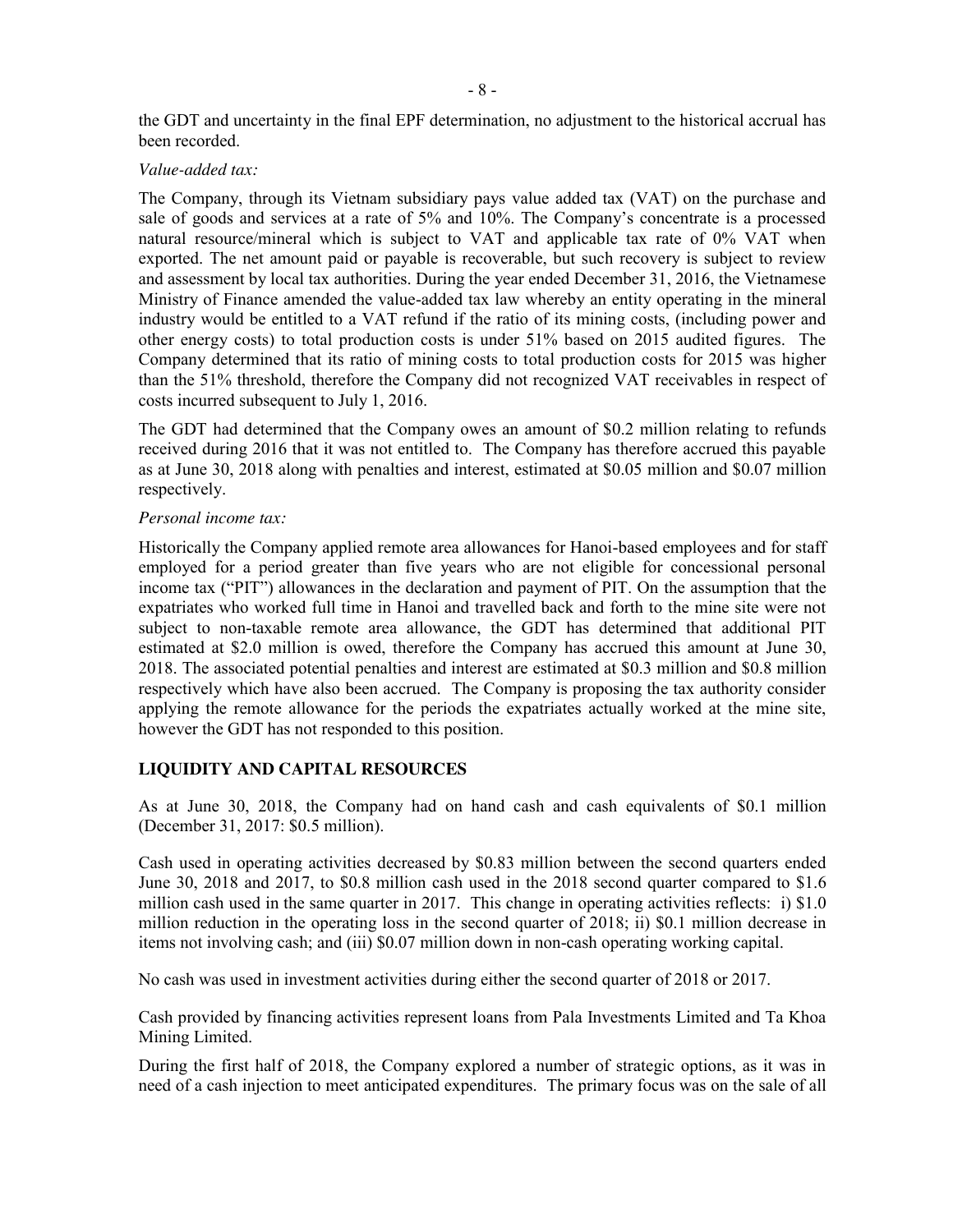the GDT and uncertainty in the final EPF determination, no adjustment to the historical accrual has been recorded.

*Value-added tax:*

The Company, through its Vietnam subsidiary pays value added tax (VAT) on the purchase and sale of goods and services at a rate of 5% and 10%. The Company's concentrate is a processed natural resource/mineral which is subject to VAT and applicable tax rate of 0% VAT when exported. The net amount paid or payable is recoverable, but such recovery is subject to review and assessment by local tax authorities. During the year ended December 31, 2016, the Vietnamese Ministry of Finance amended the value-added tax law whereby an entity operating in the mineral industry would be entitled to a VAT refund if the ratio of its mining costs, (including power and other energy costs) to total production costs is under 51% based on 2015 audited figures. The Company determined that its ratio of mining costs to total production costs for 2015 was higher than the 51% threshold, therefore the Company did not recognized VAT receivables in respect of costs incurred subsequent to July 1, 2016.

The GDT had determined that the Company owes an amount of \$0.2 million relating to refunds received during 2016 that it was not entitled to. The Company has therefore accrued this payable as at June 30, 2018 along with penalties and interest, estimated at \$0.05 million and \$0.07 million respectively.

*Personal income tax:*

Historically the Company applied remote area allowances for Hanoi-based employees and for staff employed for a period greater than five years who are not eligible for concessional personal income tax ("PIT") allowances in the declaration and payment of PIT. On the assumption that the expatriates who worked full time in Hanoi and travelled back and forth to the mine site were not subject to non-taxable remote area allowance, the GDT has determined that additional PIT estimated at \$2.0 million is owed, therefore the Company has accrued this amount at June 30, 2018. The associated potential penalties and interest are estimated at \$0.3 million and \$0.8 million respectively which have also been accrued. The Company is proposing the tax authority consider applying the remote allowance for the periods the expatriates actually worked at the mine site, however the GDT has not responded to this position.

## LIQUIDITY AND CAPITAL RESOURCES

As at June 30, 2018, the Company had on hand cash and cash equivalents of \$0.1 million (December 31, 2017: \$0.5 million).

Cash used in operating activities decreased by \$0.83 million between the second quarters ended June 30, 2018 and 2017, to \$0.8 million cash used in the 2018 second quarter compared to \$1.6 million cash used in the same quarter in 2017. This change in operating activities reflects: i) \$1.0 million reduction in the operating loss in the second quarter of 2018; ii) \$0.1 million decrease in items not involving cash; and (iii) \$0.07 million down in non-cash operating working capital.

No cash was used in investment activities during either the second quarter of 2018 or 2017.

Cash provided by financing activities represent loans from Pala Investments Limited and Ta Khoa Mining Limited.

During the first half of 2018, the Company explored a number of strategic options, as it was in need of a cash injection to meet anticipated expenditures. The primary focus was on the sale of all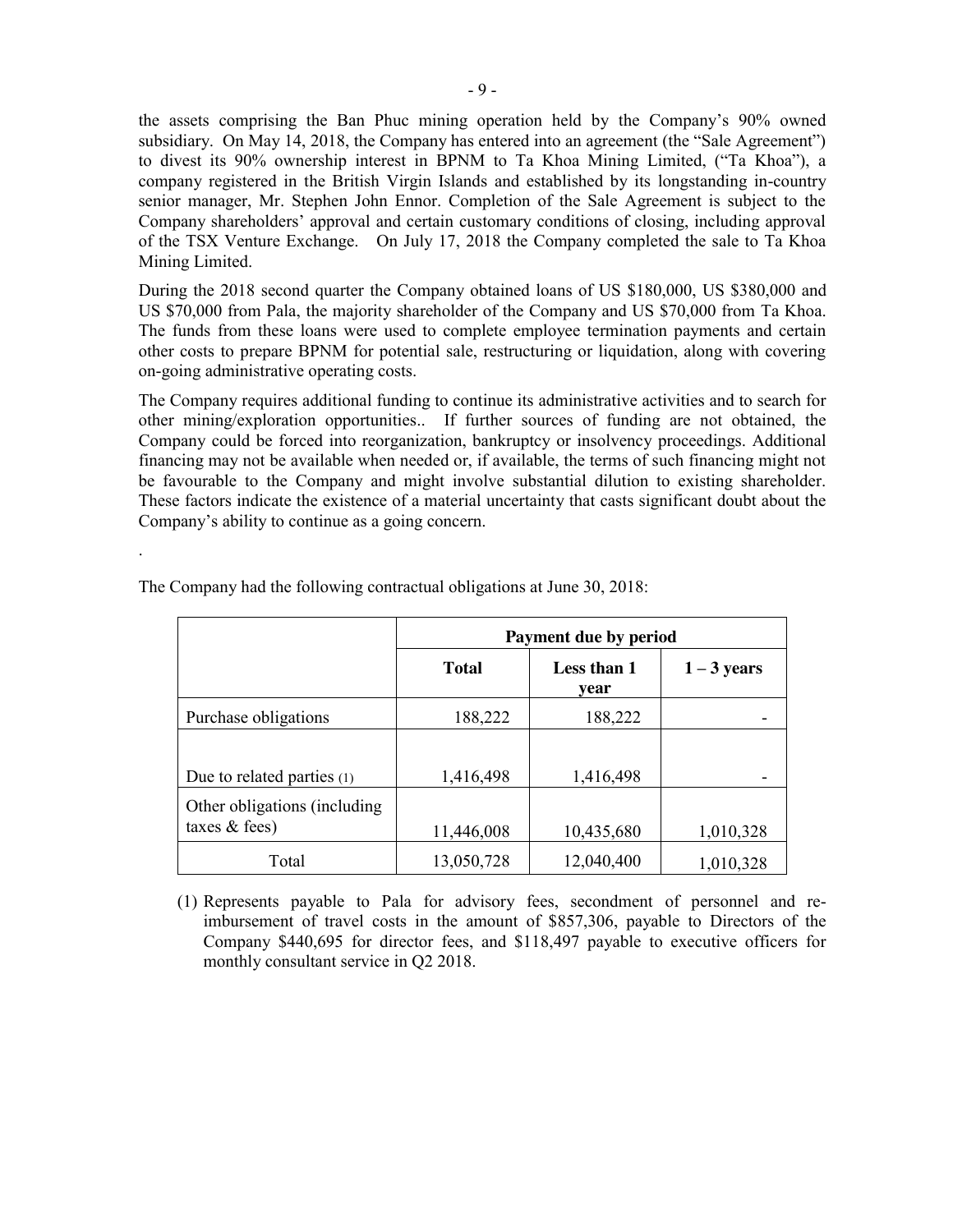the assets comprising the Ban Phuc mining operation held by the Company's 90% owned subsidiary. On May 14, 2018, the Company has entered into an agreement (the "Sale Agreement") to divest its 90% ownership interest in BPNM to Ta Khoa Mining Limited, ("Ta Khoa"), a company registered in the British Virgin Islands and established by its longstanding in-country senior manager, Mr. Stephen John Ennor. Completion of the Sale Agreement is subject to the Company shareholders' approval and certain customary conditions of closing, including approval of the TSX Venture Exchange. On July 17, 2018 the Company completed the sale to Ta Khoa Mining Limited.

During the 2018 second quarter the Company obtained loans of US $180,000, US $380,000 and US $70,000 from Pala, the majority shareholder of the Company and US $70,000 from Ta Khoa. The funds from these loans were used to complete employee termination payments and certain other costs to prepare BPNM for potential sale, restructuring or liquidation, along with covering on-going administrative operating costs.

The Company requires additional funding to continue its administrative activities and to search for other mining/exploration opportunities.. If further sources of funding are not obtained, the Company could be forced into reorganization, bankruptcy or insolvency proceedings. Additional financing may not be available when needed or, if available, the terms of such financing might not be favourable to the Company and might involve substantial dilution to existing shareholder. These factors indicate the existence of a material uncertainty that casts significant doubt about the Company's ability to continue as a going concern.

.

The Company had the following contractual obligations at June 30, 2018:

| | Payment due by period | | |
|---|---|---|---|
| | **Total** | **Less than 1 year** | **1 – 3 years** |
| Purchase obligations | 188,222 | 188,222 | - |
| Due to related parties (1) | 1,416,498 | 1,416,498 | - |
| Other obligations (including taxes & fees) | 11,446,008 | 10,435,680 | 1,010,328 |
| Total | 13,050,728 | 12,040,400 | 1,010,328 |

(1) Represents payable to Pala for advisory fees, secondment of personnel and re-imbursement of travel costs in the amount of $857,306, payable to Directors of the Company $440,695 for director fees, and $118,497 payable to executive officers for monthly consultant service in Q2 2018.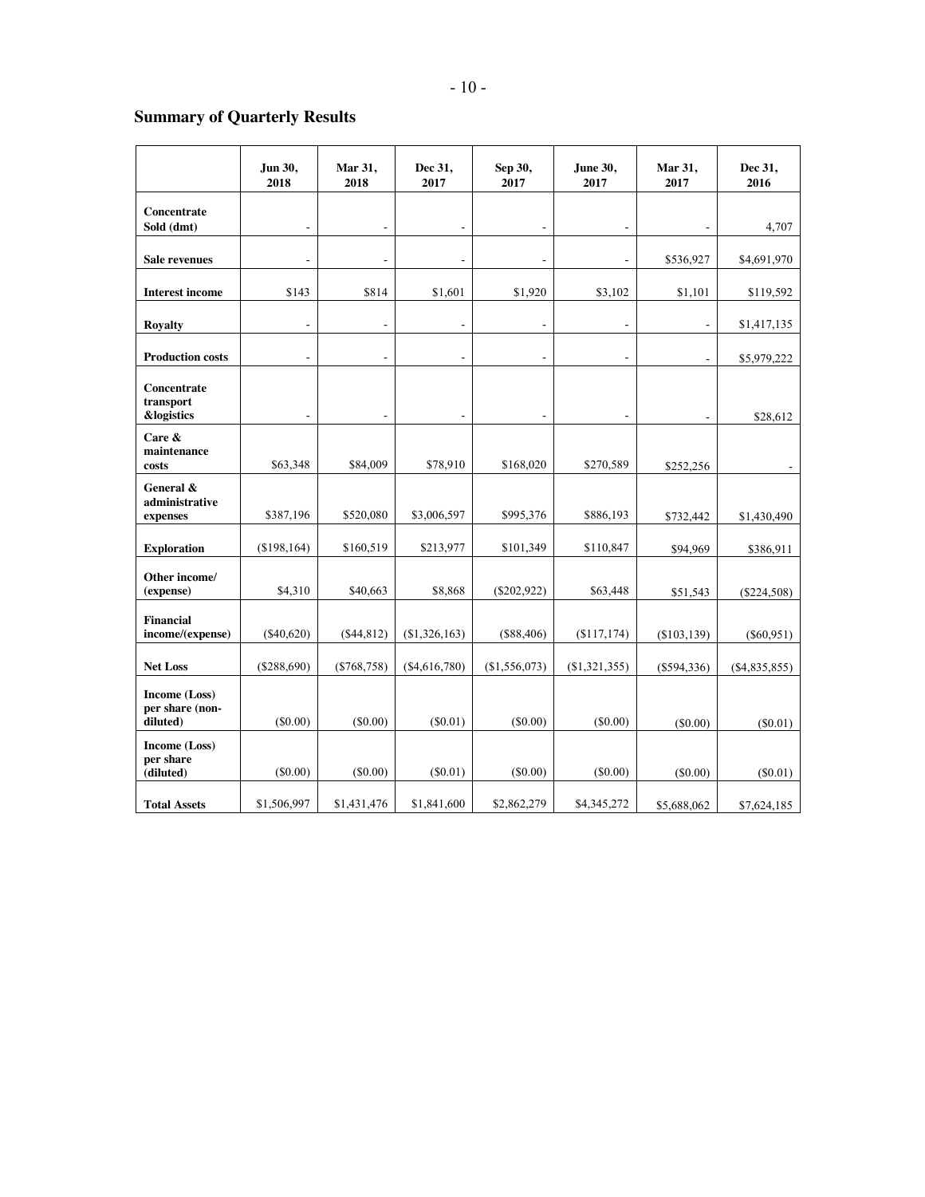## Summary of Quarterly Results

| | Jun 30, 2018 | Mar 31, 2018 | Dec 31, 2017 | Sep 30, 2017 | June 30, 2017 | Mar 31, 2017 | Dec 31, 2016 |
|---|---|---|---|---|---|---|---|
| **Concentrate Sold (dmt)** | - | - | - | - | - | - | 4,707 |
| **Sale revenues** | - | - | - | - | - | $536,927 | $4,691,970 |
| **Interest income** | $143 | $814 | $1,601 | $1,920 | $3,102 | $1,101 | $119,592 |
| **Royalty** | - | - | - | - | - | - | $1,417,135 |
| **Production costs** | - | - | - | - | - | - | $5,979,222 |
| **Concentrate transport &logistics** | - | - | - | - | - | - | $28,612 |
| **Care & maintenance costs** | $63,348 | $84,009 | $78,910 | $168,020 | $270,589 | $252,256 | - |
| **General & administrative expenses** | $387,196 | $520,080 | $3,006,597 | $995,376 | $886,193 | $732,442 | $1,430,490 |
| **Exploration** | ($198,164) | $160,519 | $213,977 | $101,349 | $110,847 | $94,969 | $386,911 |
| **Other income/ (expense)** | $4,310 | $40,663 | $8,868 | ($202,922) | $63,448 | $51,543 | ($224,508) |
| **Financial income/(expense)** | ($40,620) | ($44,812) | ($1,326,163) | ($88,406) | ($117,174) | ($103,139) | ($60,951) |
| **Net Loss** | ($288,690) | ($768,758) | ($4,616,780) | ($1,556,073) | ($1,321,355) | ($594,336) | ($4,835,855) |
| **Income (Loss) per share (non-diluted)** | ($0.00) | ($0.00) | ($0.01) | ($0.00) | ($0.00) | ($0.00) | ($0.01) |
| **Income (Loss) per share (diluted)** | ($0.00) | ($0.00) | ($0.01) | ($0.00) | ($0.00) | ($0.00) | ($0.01) |
| **Total Assets** | $1,506,997 | $1,431,476 | $1,841,600 | $2,862,279 | $4,345,272 | $5,688,062 | $7,624,185 |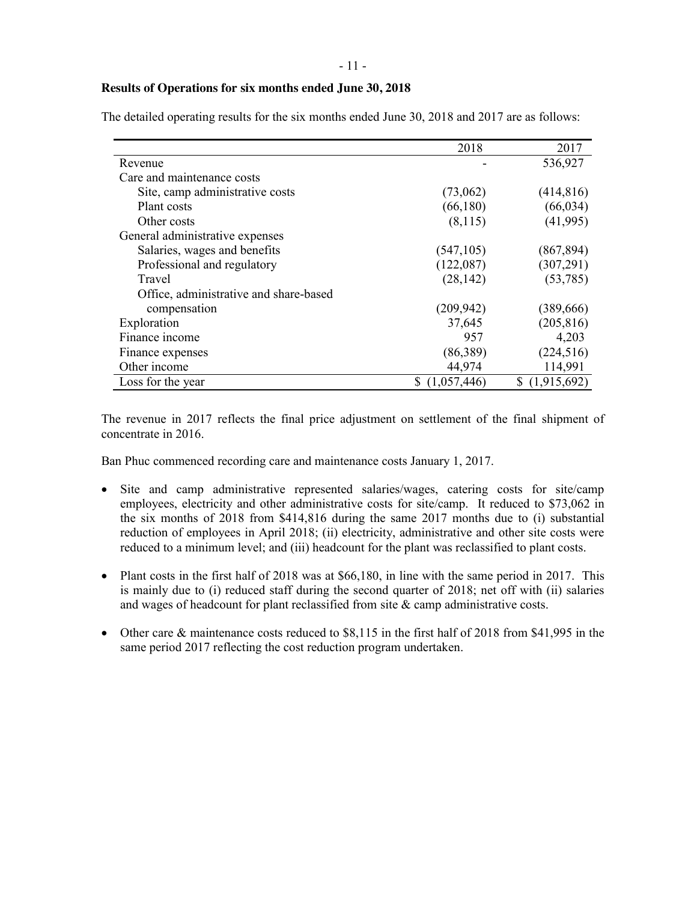**Results of Operations for six months ended June 30, 2018**

The detailed operating results for the six months ended June 30, 2018 and 2017 are as follows:

| | 2018 | 2017 |
|---|---|---|
| Revenue | - | 536,927 |
| Care and maintenance costs | | |
| Site, camp administrative costs | (73,062) | (414,816) |
| Plant costs | (66,180) | (66,034) |
| Other costs | (8,115) | (41,995) |
| General administrative expenses | | |
| Salaries, wages and benefits | (547,105) | (867,894) |
| Professional and regulatory | (122,087) | (307,291) |
| Travel | (28,142) | (53,785) |
| Office, administrative and share-based compensation | (209,942) | (389,666) |
| Exploration | 37,645 | (205,816) |
| Finance income | 957 | 4,203 |
| Finance expenses | (86,389) | (224,516) |
| Other income | 44,974 | 114,991 |
| Loss for the year | $ (1,057,446) | $ (1,915,692) |

The revenue in 2017 reflects the final price adjustment on settlement of the final shipment of concentrate in 2016.

Ban Phuc commenced recording care and maintenance costs January 1, 2017.

- Site and camp administrative represented salaries/wages, catering costs for site/camp employees, electricity and other administrative costs for site/camp. It reduced to $73,062 in the six months of 2018 from $414,816 during the same 2017 months due to (i) substantial reduction of employees in April 2018; (ii) electricity, administrative and other site costs were reduced to a minimum level; and (iii) headcount for the plant was reclassified to plant costs.

- Plant costs in the first half of 2018 was at $66,180, in line with the same period in 2017. This is mainly due to (i) reduced staff during the second quarter of 2018; net off with (ii) salaries and wages of headcount for plant reclassified from site & camp administrative costs.

- Other care & maintenance costs reduced to $8,115 in the first half of 2018 from $41,995 in the same period 2017 reflecting the cost reduction program undertaken.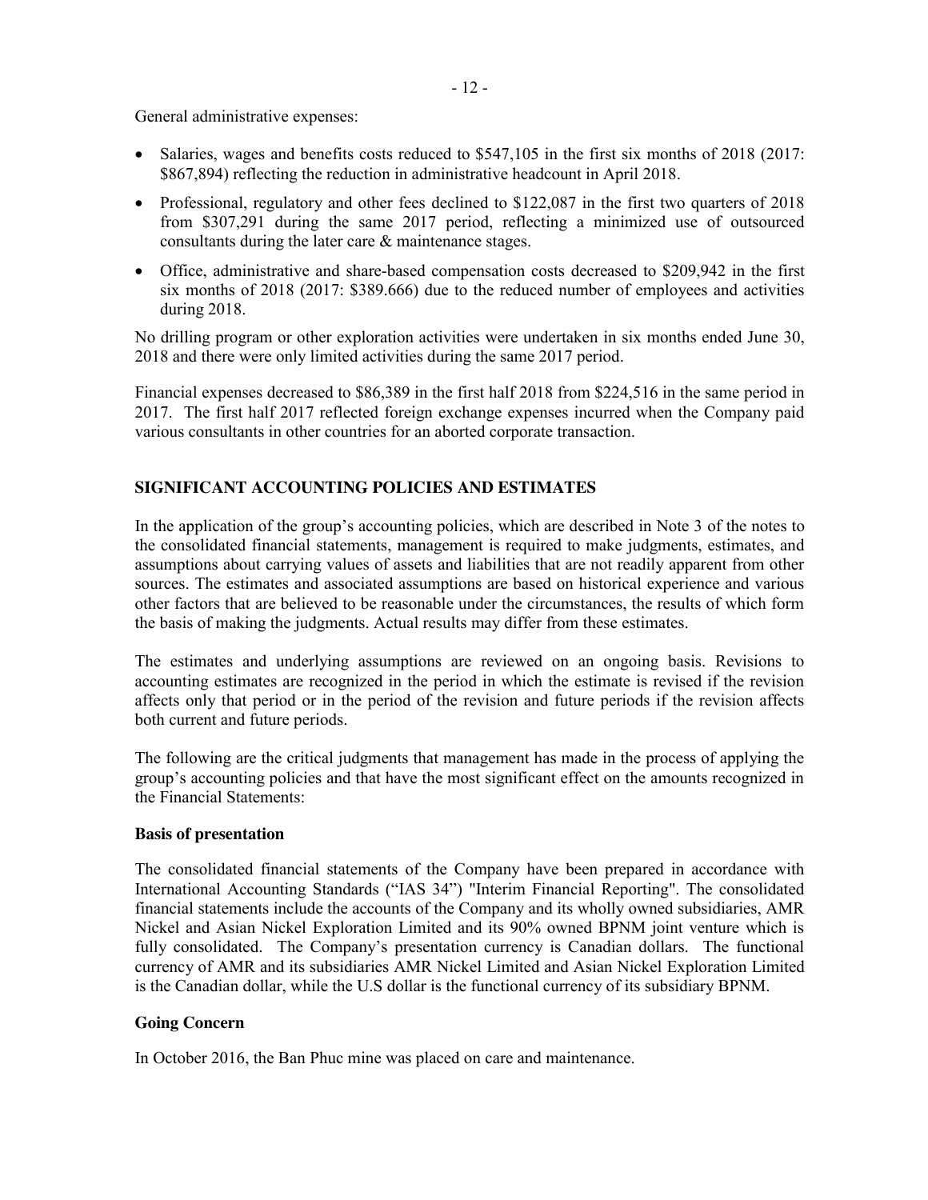General administrative expenses:

- Salaries, wages and benefits costs reduced to $547,105 in the first six months of 2018 (2017: $867,894) reflecting the reduction in administrative headcount in April 2018.
- Professional, regulatory and other fees declined to $122,087 in the first two quarters of 2018 from $307,291 during the same 2017 period, reflecting a minimized use of outsourced consultants during the later care & maintenance stages.
- Office, administrative and share-based compensation costs decreased to $209,942 in the first six months of 2018 (2017: $389.666) due to the reduced number of employees and activities during 2018.

No drilling program or other exploration activities were undertaken in six months ended June 30, 2018 and there were only limited activities during the same 2017 period.

Financial expenses decreased to $86,389 in the first half 2018 from $224,516 in the same period in 2017. The first half 2017 reflected foreign exchange expenses incurred when the Company paid various consultants in other countries for an aborted corporate transaction.

## SIGNIFICANT ACCOUNTING POLICIES AND ESTIMATES

In the application of the group's accounting policies, which are described in Note 3 of the notes to the consolidated financial statements, management is required to make judgments, estimates, and assumptions about carrying values of assets and liabilities that are not readily apparent from other sources. The estimates and associated assumptions are based on historical experience and various other factors that are believed to be reasonable under the circumstances, the results of which form the basis of making the judgments. Actual results may differ from these estimates.

The estimates and underlying assumptions are reviewed on an ongoing basis. Revisions to accounting estimates are recognized in the period in which the estimate is revised if the revision affects only that period or in the period of the revision and future periods if the revision affects both current and future periods.

The following are the critical judgments that management has made in the process of applying the group's accounting policies and that have the most significant effect on the amounts recognized in the Financial Statements:

### Basis of presentation

The consolidated financial statements of the Company have been prepared in accordance with International Accounting Standards ("IAS 34") "Interim Financial Reporting". The consolidated financial statements include the accounts of the Company and its wholly owned subsidiaries, AMR Nickel and Asian Nickel Exploration Limited and its 90% owned BPNM joint venture which is fully consolidated. The Company's presentation currency is Canadian dollars. The functional currency of AMR and its subsidiaries AMR Nickel Limited and Asian Nickel Exploration Limited is the Canadian dollar, while the U.S dollar is the functional currency of its subsidiary BPNM.

### Going Concern

In October 2016, the Ban Phuc mine was placed on care and maintenance.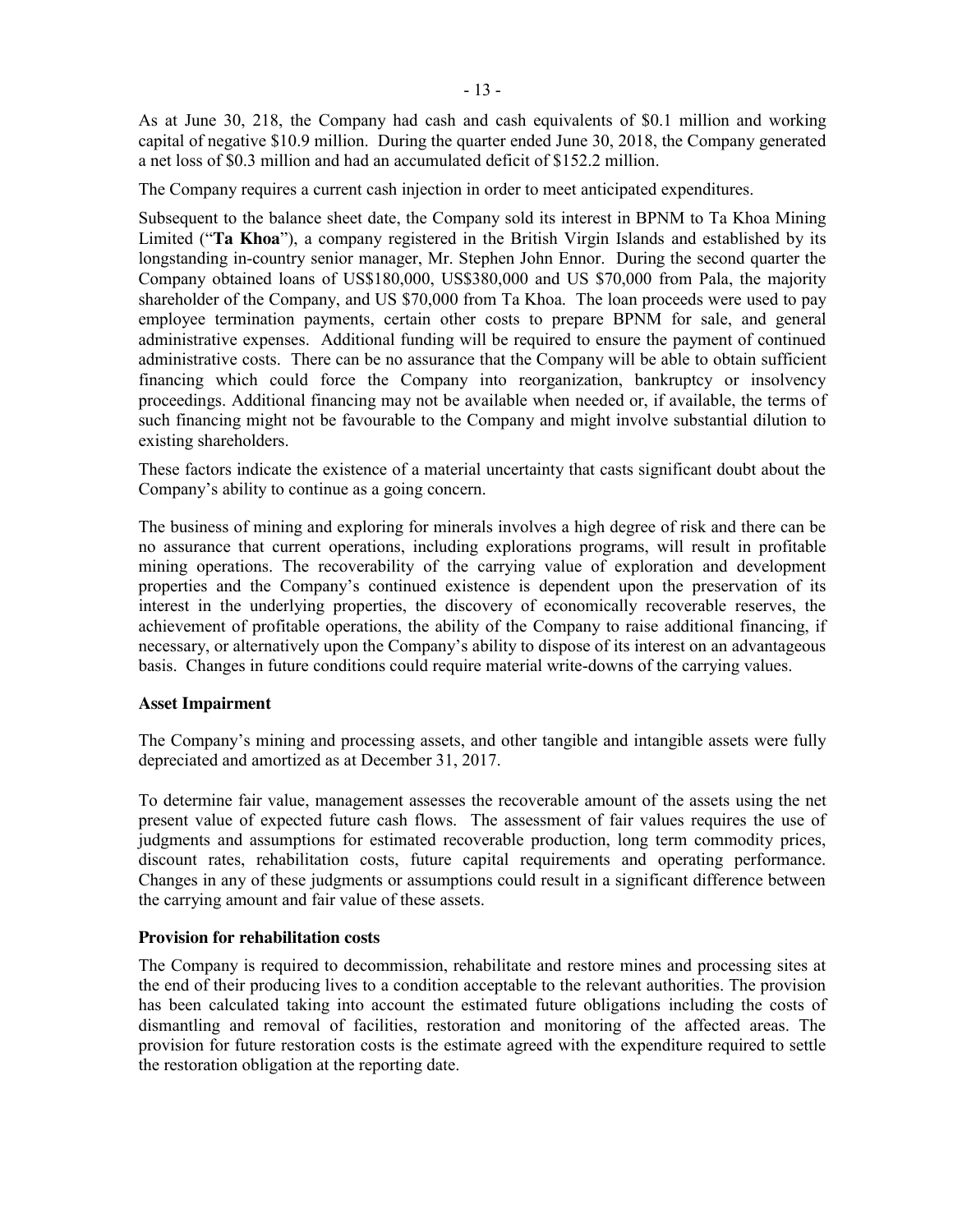As at June 30, 218, the Company had cash and cash equivalents of $0.1 million and working capital of negative $10.9 million. During the quarter ended June 30, 2018, the Company generated a net loss of $0.3 million and had an accumulated deficit of $152.2 million.

The Company requires a current cash injection in order to meet anticipated expenditures.

Subsequent to the balance sheet date, the Company sold its interest in BPNM to Ta Khoa Mining Limited ("**Ta Khoa**"), a company registered in the British Virgin Islands and established by its longstanding in-country senior manager, Mr. Stephen John Ennor. During the second quarter the Company obtained loans of US$180,000, US$380,000 and US $70,000 from Pala, the majority shareholder of the Company, and US $70,000 from Ta Khoa. The loan proceeds were used to pay employee termination payments, certain other costs to prepare BPNM for sale, and general administrative expenses. Additional funding will be required to ensure the payment of continued administrative costs. There can be no assurance that the Company will be able to obtain sufficient financing which could force the Company into reorganization, bankruptcy or insolvency proceedings. Additional financing may not be available when needed or, if available, the terms of such financing might not be favourable to the Company and might involve substantial dilution to existing shareholders.

These factors indicate the existence of a material uncertainty that casts significant doubt about the Company's ability to continue as a going concern.

The business of mining and exploring for minerals involves a high degree of risk and there can be no assurance that current operations, including explorations programs, will result in profitable mining operations. The recoverability of the carrying value of exploration and development properties and the Company's continued existence is dependent upon the preservation of its interest in the underlying properties, the discovery of economically recoverable reserves, the achievement of profitable operations, the ability of the Company to raise additional financing, if necessary, or alternatively upon the Company's ability to dispose of its interest on an advantageous basis. Changes in future conditions could require material write-downs of the carrying values.

**Asset Impairment**

The Company's mining and processing assets, and other tangible and intangible assets were fully depreciated and amortized as at December 31, 2017.

To determine fair value, management assesses the recoverable amount of the assets using the net present value of expected future cash flows. The assessment of fair values requires the use of judgments and assumptions for estimated recoverable production, long term commodity prices, discount rates, rehabilitation costs, future capital requirements and operating performance. Changes in any of these judgments or assumptions could result in a significant difference between the carrying amount and fair value of these assets.

**Provision for rehabilitation costs**

The Company is required to decommission, rehabilitate and restore mines and processing sites at the end of their producing lives to a condition acceptable to the relevant authorities. The provision has been calculated taking into account the estimated future obligations including the costs of dismantling and removal of facilities, restoration and monitoring of the affected areas. The provision for future restoration costs is the estimate agreed with the expenditure required to settle the restoration obligation at the reporting date.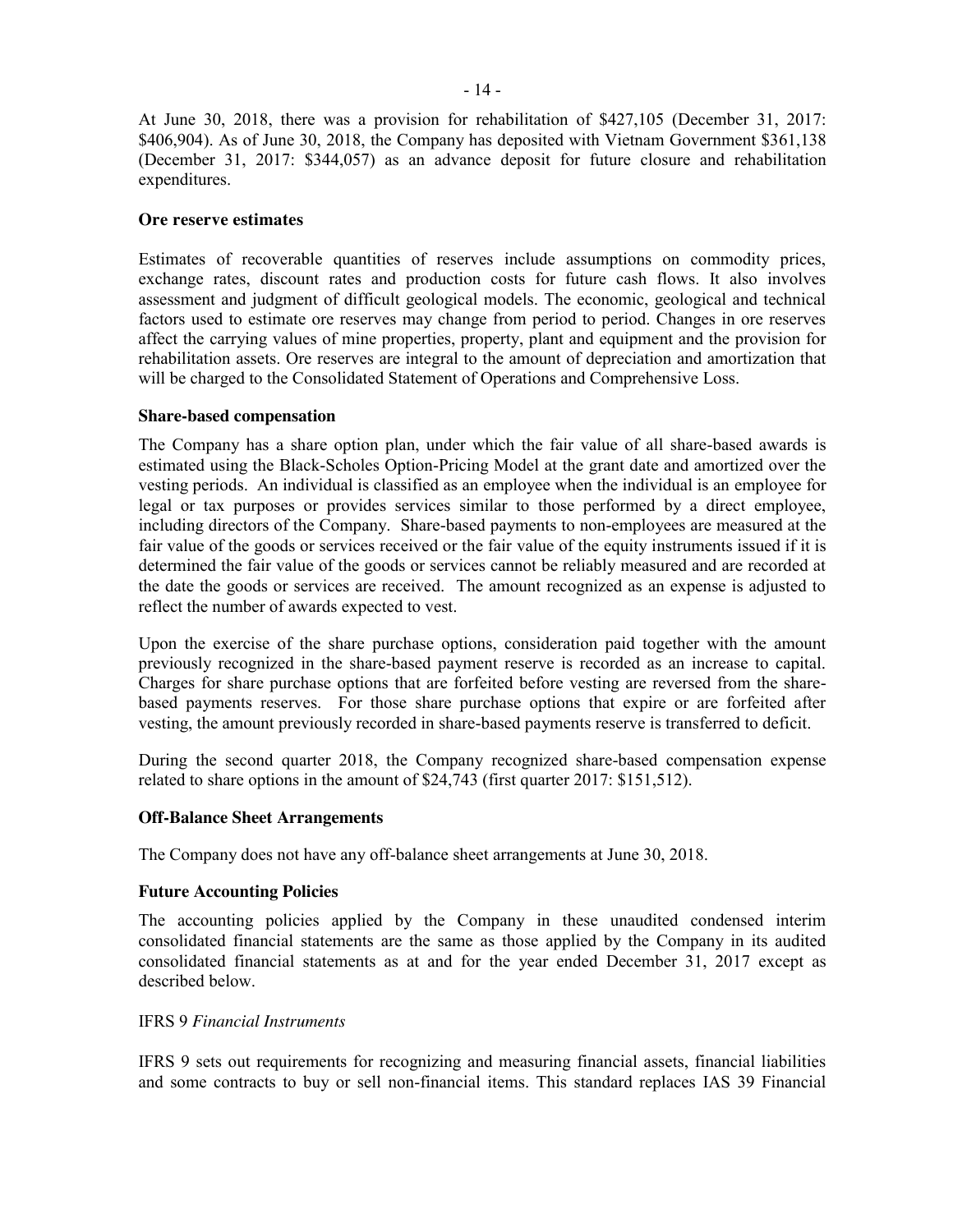At June 30, 2018, there was a provision for rehabilitation of $427,105 (December 31, 2017: $406,904). As of June 30, 2018, the Company has deposited with Vietnam Government $361,138 (December 31, 2017: $344,057) as an advance deposit for future closure and rehabilitation expenditures.

### Ore reserve estimates

Estimates of recoverable quantities of reserves include assumptions on commodity prices, exchange rates, discount rates and production costs for future cash flows. It also involves assessment and judgment of difficult geological models. The economic, geological and technical factors used to estimate ore reserves may change from period to period. Changes in ore reserves affect the carrying values of mine properties, property, plant and equipment and the provision for rehabilitation assets. Ore reserves are integral to the amount of depreciation and amortization that will be charged to the Consolidated Statement of Operations and Comprehensive Loss.

### Share-based compensation

The Company has a share option plan, under which the fair value of all share-based awards is estimated using the Black-Scholes Option-Pricing Model at the grant date and amortized over the vesting periods. An individual is classified as an employee when the individual is an employee for legal or tax purposes or provides services similar to those performed by a direct employee, including directors of the Company. Share-based payments to non-employees are measured at the fair value of the goods or services received or the fair value of the equity instruments issued if it is determined the fair value of the goods or services cannot be reliably measured and are recorded at the date the goods or services are received. The amount recognized as an expense is adjusted to reflect the number of awards expected to vest.

Upon the exercise of the share purchase options, consideration paid together with the amount previously recognized in the share-based payment reserve is recorded as an increase to capital. Charges for share purchase options that are forfeited before vesting are reversed from the share-based payments reserves. For those share purchase options that expire or are forfeited after vesting, the amount previously recorded in share-based payments reserve is transferred to deficit.

During the second quarter 2018, the Company recognized share-based compensation expense related to share options in the amount of $24,743 (first quarter 2017: $151,512).

### Off-Balance Sheet Arrangements

The Company does not have any off-balance sheet arrangements at June 30, 2018.

### Future Accounting Policies

The accounting policies applied by the Company in these unaudited condensed interim consolidated financial statements are the same as those applied by the Company in its audited consolidated financial statements as at and for the year ended December 31, 2017 except as described below.

IFRS 9 *Financial Instruments*

IFRS 9 sets out requirements for recognizing and measuring financial assets, financial liabilities and some contracts to buy or sell non-financial items. This standard replaces IAS 39 Financial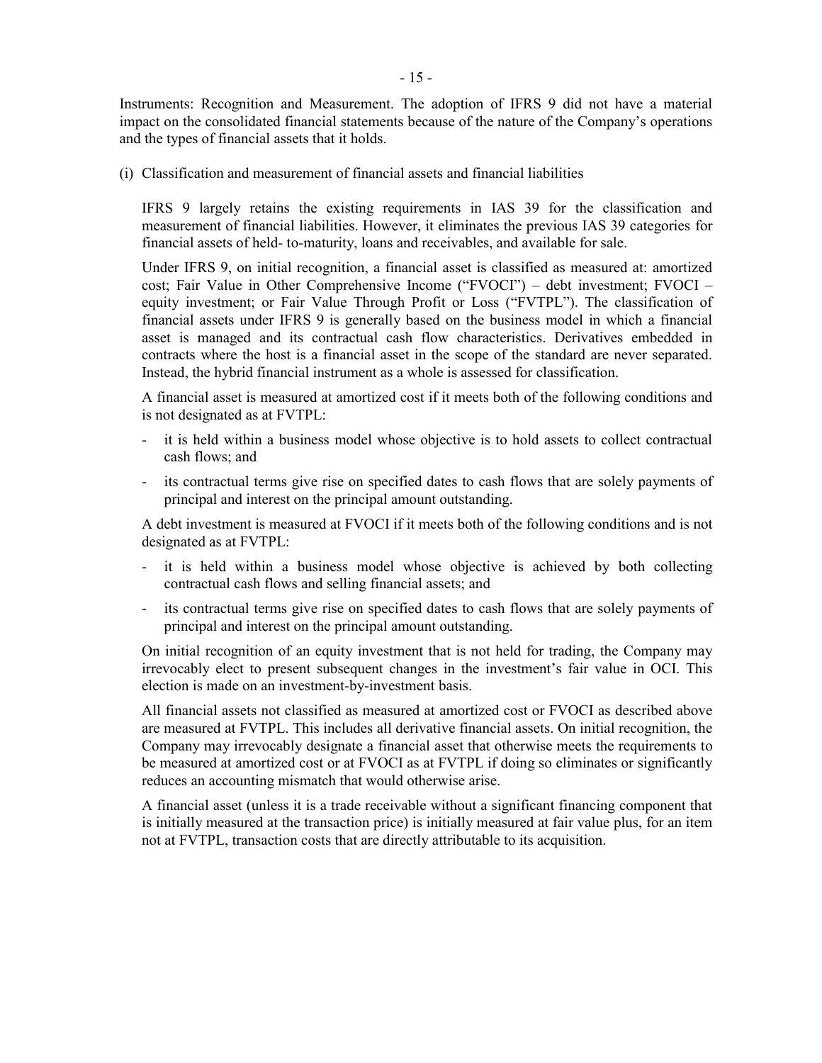Instruments: Recognition and Measurement. The adoption of IFRS 9 did not have a material impact on the consolidated financial statements because of the nature of the Company's operations and the types of financial assets that it holds.

(i) Classification and measurement of financial assets and financial liabilities

IFRS 9 largely retains the existing requirements in IAS 39 for the classification and measurement of financial liabilities. However, it eliminates the previous IAS 39 categories for financial assets of held- to-maturity, loans and receivables, and available for sale.

Under IFRS 9, on initial recognition, a financial asset is classified as measured at: amortized cost; Fair Value in Other Comprehensive Income ("FVOCI") – debt investment; FVOCI – equity investment; or Fair Value Through Profit or Loss ("FVTPL"). The classification of financial assets under IFRS 9 is generally based on the business model in which a financial asset is managed and its contractual cash flow characteristics. Derivatives embedded in contracts where the host is a financial asset in the scope of the standard are never separated. Instead, the hybrid financial instrument as a whole is assessed for classification.

A financial asset is measured at amortized cost if it meets both of the following conditions and is not designated as at FVTPL:

- it is held within a business model whose objective is to hold assets to collect contractual cash flows; and
- its contractual terms give rise on specified dates to cash flows that are solely payments of principal and interest on the principal amount outstanding.

A debt investment is measured at FVOCI if it meets both of the following conditions and is not designated as at FVTPL:

- it is held within a business model whose objective is achieved by both collecting contractual cash flows and selling financial assets; and
- its contractual terms give rise on specified dates to cash flows that are solely payments of principal and interest on the principal amount outstanding.

On initial recognition of an equity investment that is not held for trading, the Company may irrevocably elect to present subsequent changes in the investment's fair value in OCI. This election is made on an investment-by-investment basis.

All financial assets not classified as measured at amortized cost or FVOCI as described above are measured at FVTPL. This includes all derivative financial assets. On initial recognition, the Company may irrevocably designate a financial asset that otherwise meets the requirements to be measured at amortized cost or at FVOCI as at FVTPL if doing so eliminates or significantly reduces an accounting mismatch that would otherwise arise.

A financial asset (unless it is a trade receivable without a significant financing component that is initially measured at the transaction price) is initially measured at fair value plus, for an item not at FVTPL, transaction costs that are directly attributable to its acquisition.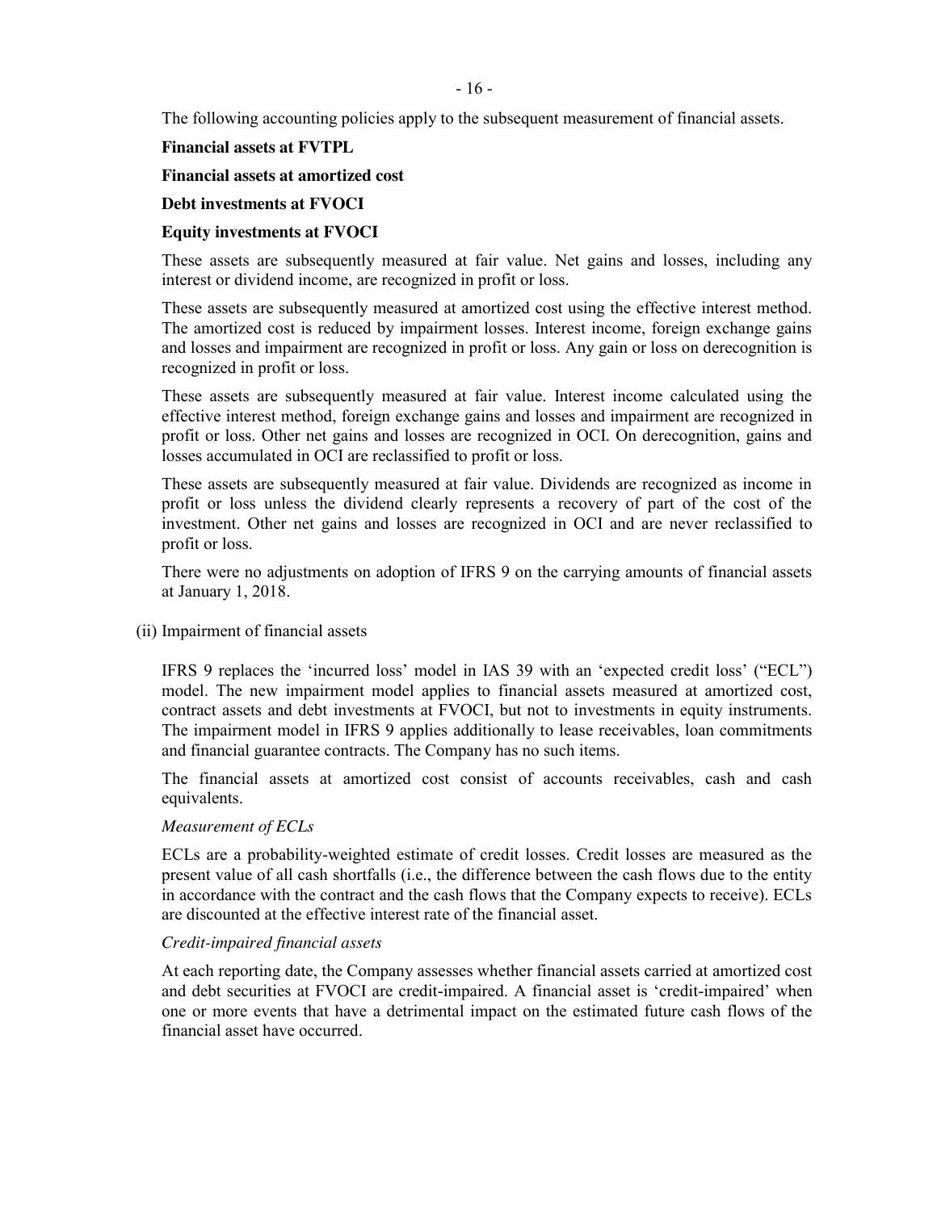The following accounting policies apply to the subsequent measurement of financial assets.

**Financial assets at FVTPL**

**Financial assets at amortized cost**

**Debt investments at FVOCI**

**Equity investments at FVOCI**

These assets are subsequently measured at fair value. Net gains and losses, including any interest or dividend income, are recognized in profit or loss.

These assets are subsequently measured at amortized cost using the effective interest method. The amortized cost is reduced by impairment losses. Interest income, foreign exchange gains and losses and impairment are recognized in profit or loss. Any gain or loss on derecognition is recognized in profit or loss.

These assets are subsequently measured at fair value. Interest income calculated using the effective interest method, foreign exchange gains and losses and impairment are recognized in profit or loss. Other net gains and losses are recognized in OCI. On derecognition, gains and losses accumulated in OCI are reclassified to profit or loss.

These assets are subsequently measured at fair value. Dividends are recognized as income in profit or loss unless the dividend clearly represents a recovery of part of the cost of the investment. Other net gains and losses are recognized in OCI and are never reclassified to profit or loss.

There were no adjustments on adoption of IFRS 9 on the carrying amounts of financial assets at January 1, 2018.

(ii) Impairment of financial assets

IFRS 9 replaces the 'incurred loss' model in IAS 39 with an 'expected credit loss' ("ECL") model. The new impairment model applies to financial assets measured at amortized cost, contract assets and debt investments at FVOCI, but not to investments in equity instruments. The impairment model in IFRS 9 applies additionally to lease receivables, loan commitments and financial guarantee contracts. The Company has no such items.

The financial assets at amortized cost consist of accounts receivables, cash and cash equivalents.

*Measurement of ECLs*

ECLs are a probability-weighted estimate of credit losses. Credit losses are measured as the present value of all cash shortfalls (i.e., the difference between the cash flows due to the entity in accordance with the contract and the cash flows that the Company expects to receive). ECLs are discounted at the effective interest rate of the financial asset.

*Credit-impaired financial assets*

At each reporting date, the Company assesses whether financial assets carried at amortized cost and debt securities at FVOCI are credit-impaired. A financial asset is 'credit-impaired' when one or more events that have a detrimental impact on the estimated future cash flows of the financial asset have occurred.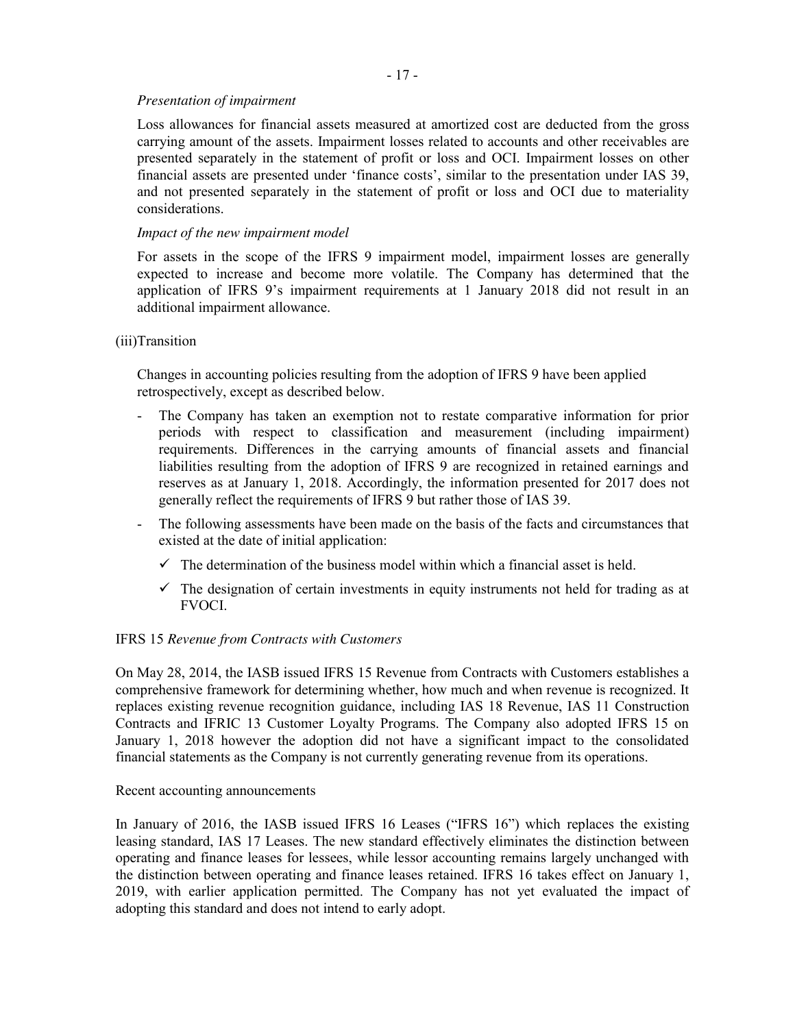*Presentation of impairment*

Loss allowances for financial assets measured at amortized cost are deducted from the gross carrying amount of the assets. Impairment losses related to accounts and other receivables are presented separately in the statement of profit or loss and OCI. Impairment losses on other financial assets are presented under 'finance costs', similar to the presentation under IAS 39, and not presented separately in the statement of profit or loss and OCI due to materiality considerations.

*Impact of the new impairment model*

For assets in the scope of the IFRS 9 impairment model, impairment losses are generally expected to increase and become more volatile. The Company has determined that the application of IFRS 9's impairment requirements at 1 January 2018 did not result in an additional impairment allowance.

(iii)Transition

Changes in accounting policies resulting from the adoption of IFRS 9 have been applied retrospectively, except as described below.

- The Company has taken an exemption not to restate comparative information for prior periods with respect to classification and measurement (including impairment) requirements. Differences in the carrying amounts of financial assets and financial liabilities resulting from the adoption of IFRS 9 are recognized in retained earnings and reserves as at January 1, 2018. Accordingly, the information presented for 2017 does not generally reflect the requirements of IFRS 9 but rather those of IAS 39.
- The following assessments have been made on the basis of the facts and circumstances that existed at the date of initial application:
  - ✓ The determination of the business model within which a financial asset is held.
  - ✓ The designation of certain investments in equity instruments not held for trading as at FVOCI.

IFRS 15 *Revenue from Contracts with Customers*

On May 28, 2014, the IASB issued IFRS 15 Revenue from Contracts with Customers establishes a comprehensive framework for determining whether, how much and when revenue is recognized. It replaces existing revenue recognition guidance, including IAS 18 Revenue, IAS 11 Construction Contracts and IFRIC 13 Customer Loyalty Programs. The Company also adopted IFRS 15 on January 1, 2018 however the adoption did not have a significant impact to the consolidated financial statements as the Company is not currently generating revenue from its operations.

Recent accounting announcements

In January of 2016, the IASB issued IFRS 16 Leases ("IFRS 16") which replaces the existing leasing standard, IAS 17 Leases. The new standard effectively eliminates the distinction between operating and finance leases for lessees, while lessor accounting remains largely unchanged with the distinction between operating and finance leases retained. IFRS 16 takes effect on January 1, 2019, with earlier application permitted. The Company has not yet evaluated the impact of adopting this standard and does not intend to early adopt.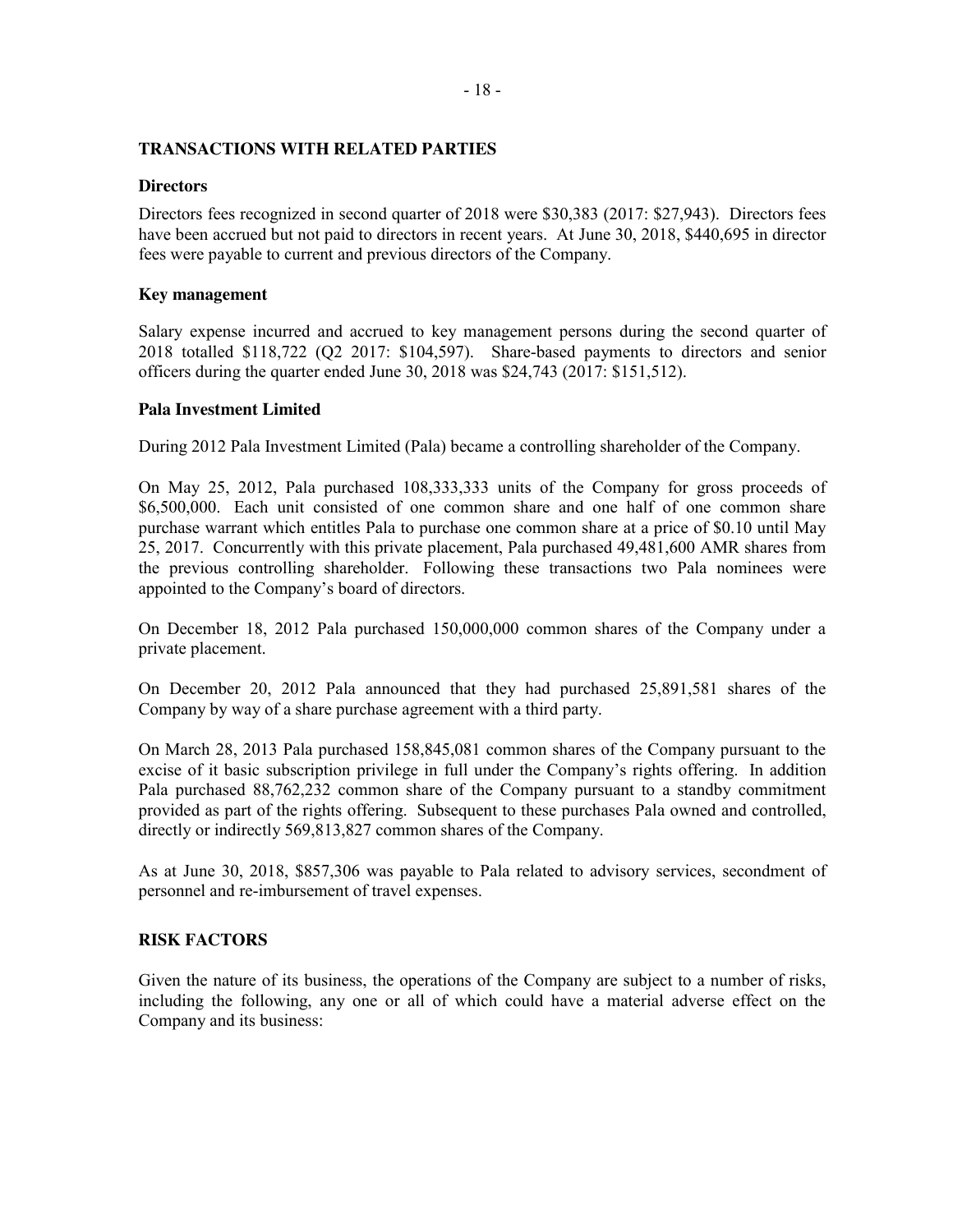## TRANSACTIONS WITH RELATED PARTIES

### Directors

Directors fees recognized in second quarter of 2018 were $30,383 (2017: $27,943). Directors fees have been accrued but not paid to directors in recent years. At June 30, 2018, $440,695 in director fees were payable to current and previous directors of the Company.

### Key management

Salary expense incurred and accrued to key management persons during the second quarter of 2018 totalled $118,722 (Q2 2017: $104,597). Share-based payments to directors and senior officers during the quarter ended June 30, 2018 was $24,743 (2017: $151,512).

### Pala Investment Limited

During 2012 Pala Investment Limited (Pala) became a controlling shareholder of the Company.

On May 25, 2012, Pala purchased 108,333,333 units of the Company for gross proceeds of $6,500,000. Each unit consisted of one common share and one half of one common share purchase warrant which entitles Pala to purchase one common share at a price of $0.10 until May 25, 2017. Concurrently with this private placement, Pala purchased 49,481,600 AMR shares from the previous controlling shareholder. Following these transactions two Pala nominees were appointed to the Company's board of directors.

On December 18, 2012 Pala purchased 150,000,000 common shares of the Company under a private placement.

On December 20, 2012 Pala announced that they had purchased 25,891,581 shares of the Company by way of a share purchase agreement with a third party.

On March 28, 2013 Pala purchased 158,845,081 common shares of the Company pursuant to the excise of it basic subscription privilege in full under the Company's rights offering. In addition Pala purchased 88,762,232 common share of the Company pursuant to a standby commitment provided as part of the rights offering. Subsequent to these purchases Pala owned and controlled, directly or indirectly 569,813,827 common shares of the Company.

As at June 30, 2018, $857,306 was payable to Pala related to advisory services, secondment of personnel and re-imbursement of travel expenses.

## RISK FACTORS

Given the nature of its business, the operations of the Company are subject to a number of risks, including the following, any one or all of which could have a material adverse effect on the Company and its business: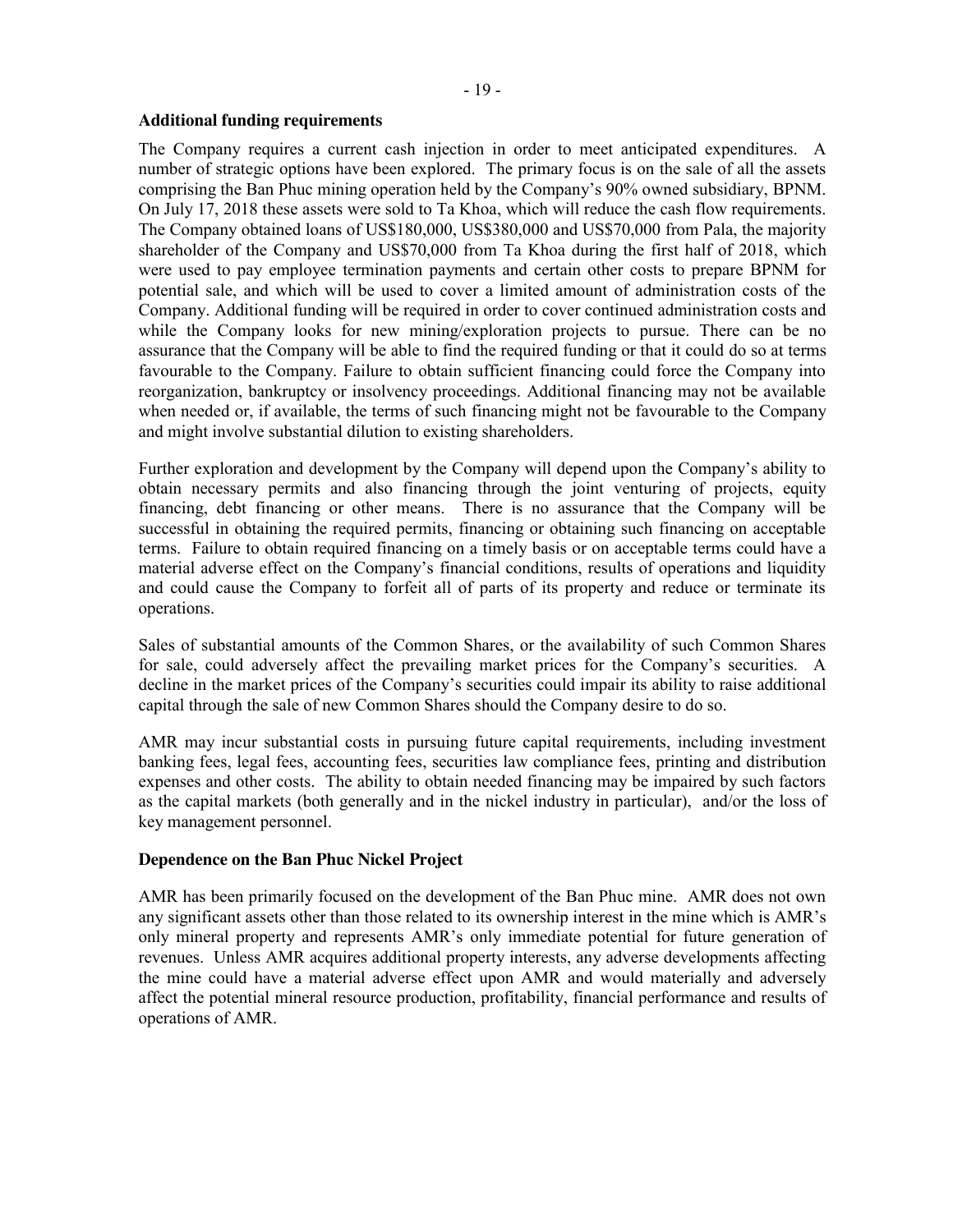**Additional funding requirements**

The Company requires a current cash injection in order to meet anticipated expenditures. A number of strategic options have been explored. The primary focus is on the sale of all the assets comprising the Ban Phuc mining operation held by the Company's 90% owned subsidiary, BPNM. On July 17, 2018 these assets were sold to Ta Khoa, which will reduce the cash flow requirements. The Company obtained loans of US$180,000, US$380,000 and US$70,000 from Pala, the majority shareholder of the Company and US$70,000 from Ta Khoa during the first half of 2018, which were used to pay employee termination payments and certain other costs to prepare BPNM for potential sale, and which will be used to cover a limited amount of administration costs of the Company. Additional funding will be required in order to cover continued administration costs and while the Company looks for new mining/exploration projects to pursue. There can be no assurance that the Company will be able to find the required funding or that it could do so at terms favourable to the Company. Failure to obtain sufficient financing could force the Company into reorganization, bankruptcy or insolvency proceedings. Additional financing may not be available when needed or, if available, the terms of such financing might not be favourable to the Company and might involve substantial dilution to existing shareholders.

Further exploration and development by the Company will depend upon the Company's ability to obtain necessary permits and also financing through the joint venturing of projects, equity financing, debt financing or other means. There is no assurance that the Company will be successful in obtaining the required permits, financing or obtaining such financing on acceptable terms. Failure to obtain required financing on a timely basis or on acceptable terms could have a material adverse effect on the Company's financial conditions, results of operations and liquidity and could cause the Company to forfeit all of parts of its property and reduce or terminate its operations.

Sales of substantial amounts of the Common Shares, or the availability of such Common Shares for sale, could adversely affect the prevailing market prices for the Company's securities. A decline in the market prices of the Company's securities could impair its ability to raise additional capital through the sale of new Common Shares should the Company desire to do so.

AMR may incur substantial costs in pursuing future capital requirements, including investment banking fees, legal fees, accounting fees, securities law compliance fees, printing and distribution expenses and other costs. The ability to obtain needed financing may be impaired by such factors as the capital markets (both generally and in the nickel industry in particular), and/or the loss of key management personnel.

**Dependence on the Ban Phuc Nickel Project**

AMR has been primarily focused on the development of the Ban Phuc mine. AMR does not own any significant assets other than those related to its ownership interest in the mine which is AMR's only mineral property and represents AMR's only immediate potential for future generation of revenues. Unless AMR acquires additional property interests, any adverse developments affecting the mine could have a material adverse effect upon AMR and would materially and adversely affect the potential mineral resource production, profitability, financial performance and results of operations of AMR.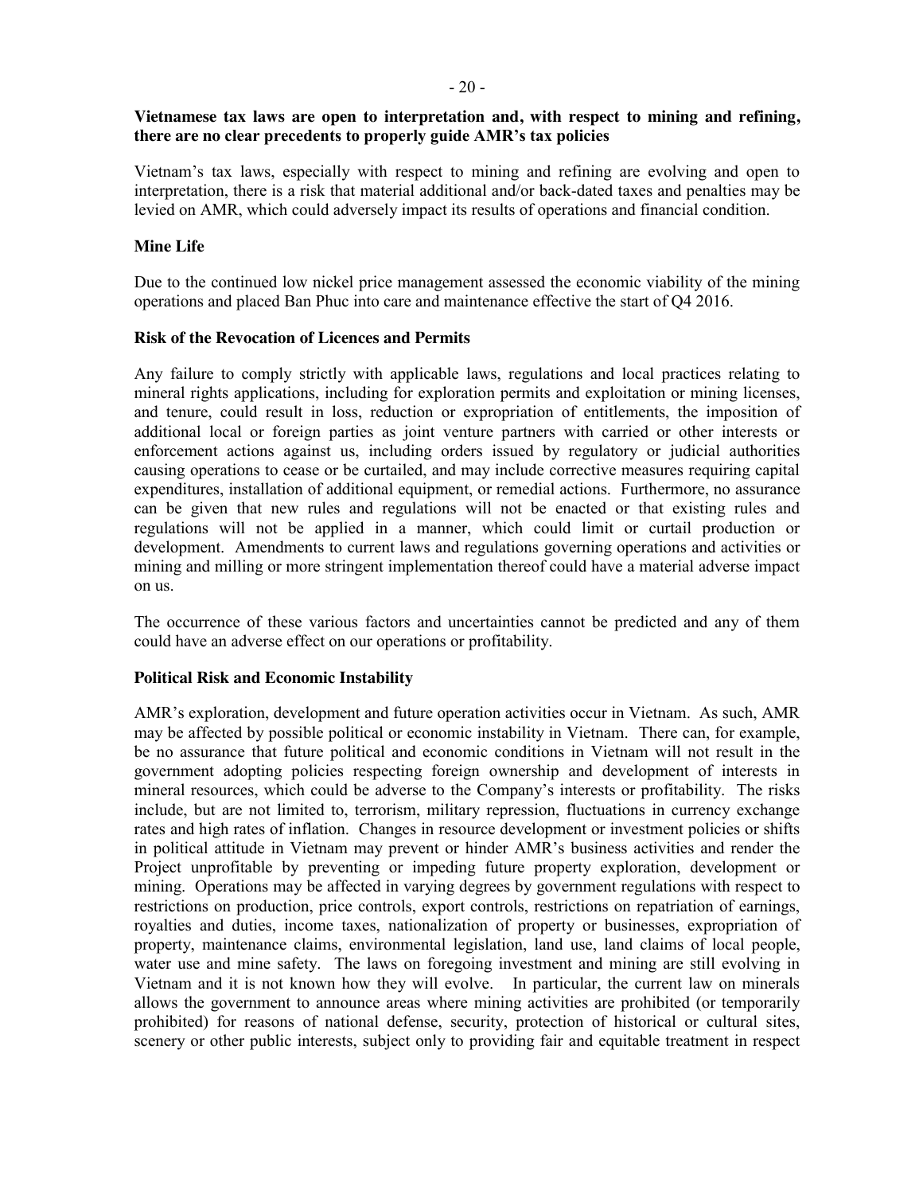**Vietnamese tax laws are open to interpretation and, with respect to mining and refining, there are no clear precedents to properly guide AMR's tax policies**

Vietnam's tax laws, especially with respect to mining and refining are evolving and open to interpretation, there is a risk that material additional and/or back-dated taxes and penalties may be levied on AMR, which could adversely impact its results of operations and financial condition.

**Mine Life**

Due to the continued low nickel price management assessed the economic viability of the mining operations and placed Ban Phuc into care and maintenance effective the start of Q4 2016.

**Risk of the Revocation of Licences and Permits**

Any failure to comply strictly with applicable laws, regulations and local practices relating to mineral rights applications, including for exploration permits and exploitation or mining licenses, and tenure, could result in loss, reduction or expropriation of entitlements, the imposition of additional local or foreign parties as joint venture partners with carried or other interests or enforcement actions against us, including orders issued by regulatory or judicial authorities causing operations to cease or be curtailed, and may include corrective measures requiring capital expenditures, installation of additional equipment, or remedial actions. Furthermore, no assurance can be given that new rules and regulations will not be enacted or that existing rules and regulations will not be applied in a manner, which could limit or curtail production or development. Amendments to current laws and regulations governing operations and activities or mining and milling or more stringent implementation thereof could have a material adverse impact on us.

The occurrence of these various factors and uncertainties cannot be predicted and any of them could have an adverse effect on our operations or profitability.

**Political Risk and Economic Instability**

AMR's exploration, development and future operation activities occur in Vietnam. As such, AMR may be affected by possible political or economic instability in Vietnam. There can, for example, be no assurance that future political and economic conditions in Vietnam will not result in the government adopting policies respecting foreign ownership and development of interests in mineral resources, which could be adverse to the Company's interests or profitability. The risks include, but are not limited to, terrorism, military repression, fluctuations in currency exchange rates and high rates of inflation. Changes in resource development or investment policies or shifts in political attitude in Vietnam may prevent or hinder AMR's business activities and render the Project unprofitable by preventing or impeding future property exploration, development or mining. Operations may be affected in varying degrees by government regulations with respect to restrictions on production, price controls, export controls, restrictions on repatriation of earnings, royalties and duties, income taxes, nationalization of property or businesses, expropriation of property, maintenance claims, environmental legislation, land use, land claims of local people, water use and mine safety. The laws on foregoing investment and mining are still evolving in Vietnam and it is not known how they will evolve. In particular, the current law on minerals allows the government to announce areas where mining activities are prohibited (or temporarily prohibited) for reasons of national defense, security, protection of historical or cultural sites, scenery or other public interests, subject only to providing fair and equitable treatment in respect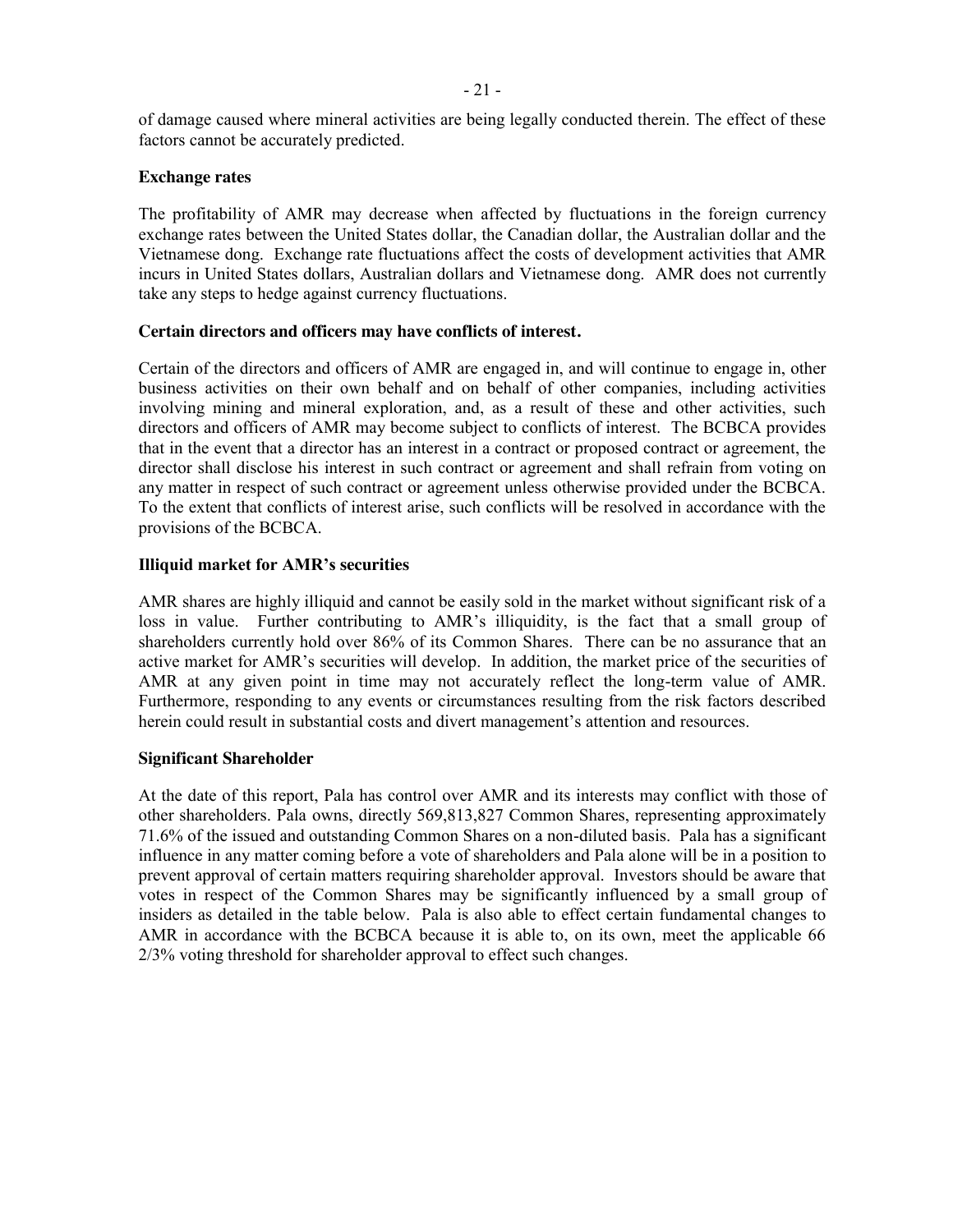of damage caused where mineral activities are being legally conducted therein. The effect of these factors cannot be accurately predicted.

**Exchange rates**

The profitability of AMR may decrease when affected by fluctuations in the foreign currency exchange rates between the United States dollar, the Canadian dollar, the Australian dollar and the Vietnamese dong. Exchange rate fluctuations affect the costs of development activities that AMR incurs in United States dollars, Australian dollars and Vietnamese dong. AMR does not currently take any steps to hedge against currency fluctuations.

**Certain directors and officers may have conflicts of interest.**

Certain of the directors and officers of AMR are engaged in, and will continue to engage in, other business activities on their own behalf and on behalf of other companies, including activities involving mining and mineral exploration, and, as a result of these and other activities, such directors and officers of AMR may become subject to conflicts of interest. The BCBCA provides that in the event that a director has an interest in a contract or proposed contract or agreement, the director shall disclose his interest in such contract or agreement and shall refrain from voting on any matter in respect of such contract or agreement unless otherwise provided under the BCBCA. To the extent that conflicts of interest arise, such conflicts will be resolved in accordance with the provisions of the BCBCA.

**Illiquid market for AMR's securities**

AMR shares are highly illiquid and cannot be easily sold in the market without significant risk of a loss in value. Further contributing to AMR's illiquidity, is the fact that a small group of shareholders currently hold over 86% of its Common Shares. There can be no assurance that an active market for AMR's securities will develop. In addition, the market price of the securities of AMR at any given point in time may not accurately reflect the long-term value of AMR. Furthermore, responding to any events or circumstances resulting from the risk factors described herein could result in substantial costs and divert management's attention and resources.

**Significant Shareholder**

At the date of this report, Pala has control over AMR and its interests may conflict with those of other shareholders. Pala owns, directly 569,813,827 Common Shares, representing approximately 71.6% of the issued and outstanding Common Shares on a non-diluted basis. Pala has a significant influence in any matter coming before a vote of shareholders and Pala alone will be in a position to prevent approval of certain matters requiring shareholder approval. Investors should be aware that votes in respect of the Common Shares may be significantly influenced by a small group of insiders as detailed in the table below. Pala is also able to effect certain fundamental changes to AMR in accordance with the BCBCA because it is able to, on its own, meet the applicable 66 2/3% voting threshold for shareholder approval to effect such changes.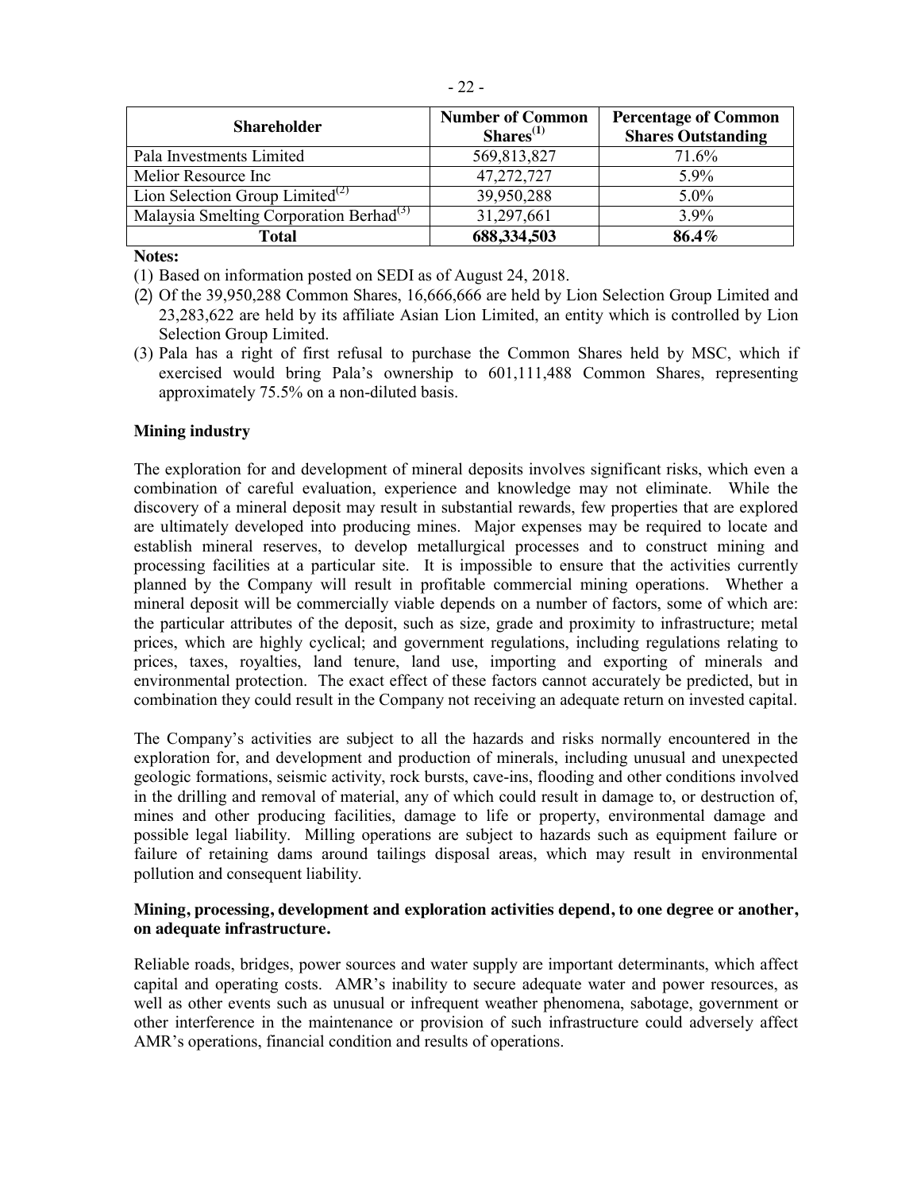| Shareholder | Number of Common Shares[(1)] | Percentage of Common Shares Outstanding |
|---|---|---|
| Pala Investments Limited | 569,813,827 | 71.6% |
| Melior Resource Inc | 47,272,727 | 5.9% |
| Lion Selection Group Limited[(2)] | 39,950,288 | 5.0% |
| Malaysia Smelting Corporation Berhad[(3)] | 31,297,661 | 3.9% |
| **Total** | **688,334,503** | **86.4%** |

**Notes:**

(1) Based on information posted on SEDI as of August 24, 2018.

(2) Of the 39,950,288 Common Shares, 16,666,666 are held by Lion Selection Group Limited and 23,283,622 are held by its affiliate Asian Lion Limited, an entity which is controlled by Lion Selection Group Limited.

(3) Pala has a right of first refusal to purchase the Common Shares held by MSC, which if exercised would bring Pala's ownership to 601,111,488 Common Shares, representing approximately 75.5% on a non-diluted basis.

**Mining industry**

The exploration for and development of mineral deposits involves significant risks, which even a combination of careful evaluation, experience and knowledge may not eliminate. While the discovery of a mineral deposit may result in substantial rewards, few properties that are explored are ultimately developed into producing mines. Major expenses may be required to locate and establish mineral reserves, to develop metallurgical processes and to construct mining and processing facilities at a particular site. It is impossible to ensure that the activities currently planned by the Company will result in profitable commercial mining operations. Whether a mineral deposit will be commercially viable depends on a number of factors, some of which are: the particular attributes of the deposit, such as size, grade and proximity to infrastructure; metal prices, which are highly cyclical; and government regulations, including regulations relating to prices, taxes, royalties, land tenure, land use, importing and exporting of minerals and environmental protection. The exact effect of these factors cannot accurately be predicted, but in combination they could result in the Company not receiving an adequate return on invested capital.

The Company's activities are subject to all the hazards and risks normally encountered in the exploration for, and development and production of minerals, including unusual and unexpected geologic formations, seismic activity, rock bursts, cave-ins, flooding and other conditions involved in the drilling and removal of material, any of which could result in damage to, or destruction of, mines and other producing facilities, damage to life or property, environmental damage and possible legal liability. Milling operations are subject to hazards such as equipment failure or failure of retaining dams around tailings disposal areas, which may result in environmental pollution and consequent liability.

**Mining, processing, development and exploration activities depend, to one degree or another, on adequate infrastructure.**

Reliable roads, bridges, power sources and water supply are important determinants, which affect capital and operating costs. AMR's inability to secure adequate water and power resources, as well as other events such as unusual or infrequent weather phenomena, sabotage, government or other interference in the maintenance or provision of such infrastructure could adversely affect AMR's operations, financial condition and results of operations.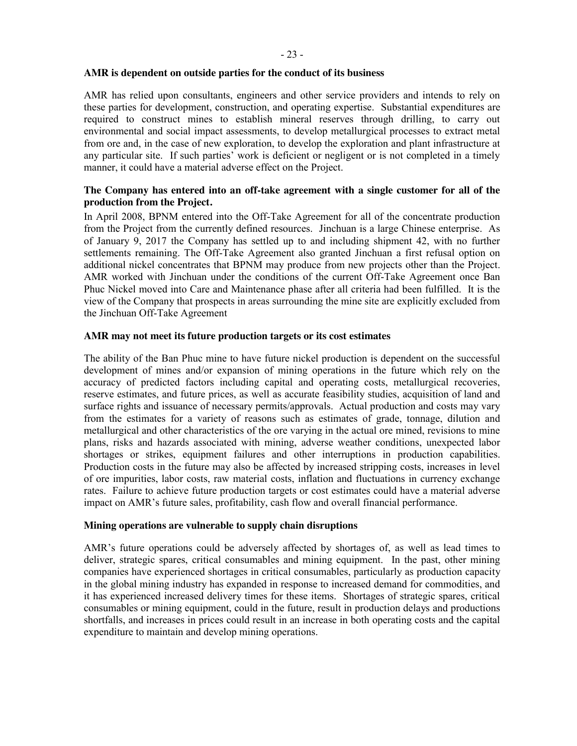**AMR is dependent on outside parties for the conduct of its business**

AMR has relied upon consultants, engineers and other service providers and intends to rely on these parties for development, construction, and operating expertise. Substantial expenditures are required to construct mines to establish mineral reserves through drilling, to carry out environmental and social impact assessments, to develop metallurgical processes to extract metal from ore and, in the case of new exploration, to develop the exploration and plant infrastructure at any particular site. If such parties' work is deficient or negligent or is not completed in a timely manner, it could have a material adverse effect on the Project.

**The Company has entered into an off-take agreement with a single customer for all of the production from the Project.**

In April 2008, BPNM entered into the Off-Take Agreement for all of the concentrate production from the Project from the currently defined resources. Jinchuan is a large Chinese enterprise. As of January 9, 2017 the Company has settled up to and including shipment 42, with no further settlements remaining. The Off-Take Agreement also granted Jinchuan a first refusal option on additional nickel concentrates that BPNM may produce from new projects other than the Project. AMR worked with Jinchuan under the conditions of the current Off-Take Agreement once Ban Phuc Nickel moved into Care and Maintenance phase after all criteria had been fulfilled. It is the view of the Company that prospects in areas surrounding the mine site are explicitly excluded from the Jinchuan Off-Take Agreement

**AMR may not meet its future production targets or its cost estimates**

The ability of the Ban Phuc mine to have future nickel production is dependent on the successful development of mines and/or expansion of mining operations in the future which rely on the accuracy of predicted factors including capital and operating costs, metallurgical recoveries, reserve estimates, and future prices, as well as accurate feasibility studies, acquisition of land and surface rights and issuance of necessary permits/approvals. Actual production and costs may vary from the estimates for a variety of reasons such as estimates of grade, tonnage, dilution and metallurgical and other characteristics of the ore varying in the actual ore mined, revisions to mine plans, risks and hazards associated with mining, adverse weather conditions, unexpected labor shortages or strikes, equipment failures and other interruptions in production capabilities. Production costs in the future may also be affected by increased stripping costs, increases in level of ore impurities, labor costs, raw material costs, inflation and fluctuations in currency exchange rates. Failure to achieve future production targets or cost estimates could have a material adverse impact on AMR's future sales, profitability, cash flow and overall financial performance.

**Mining operations are vulnerable to supply chain disruptions**

AMR's future operations could be adversely affected by shortages of, as well as lead times to deliver, strategic spares, critical consumables and mining equipment. In the past, other mining companies have experienced shortages in critical consumables, particularly as production capacity in the global mining industry has expanded in response to increased demand for commodities, and it has experienced increased delivery times for these items. Shortages of strategic spares, critical consumables or mining equipment, could in the future, result in production delays and productions shortfalls, and increases in prices could result in an increase in both operating costs and the capital expenditure to maintain and develop mining operations.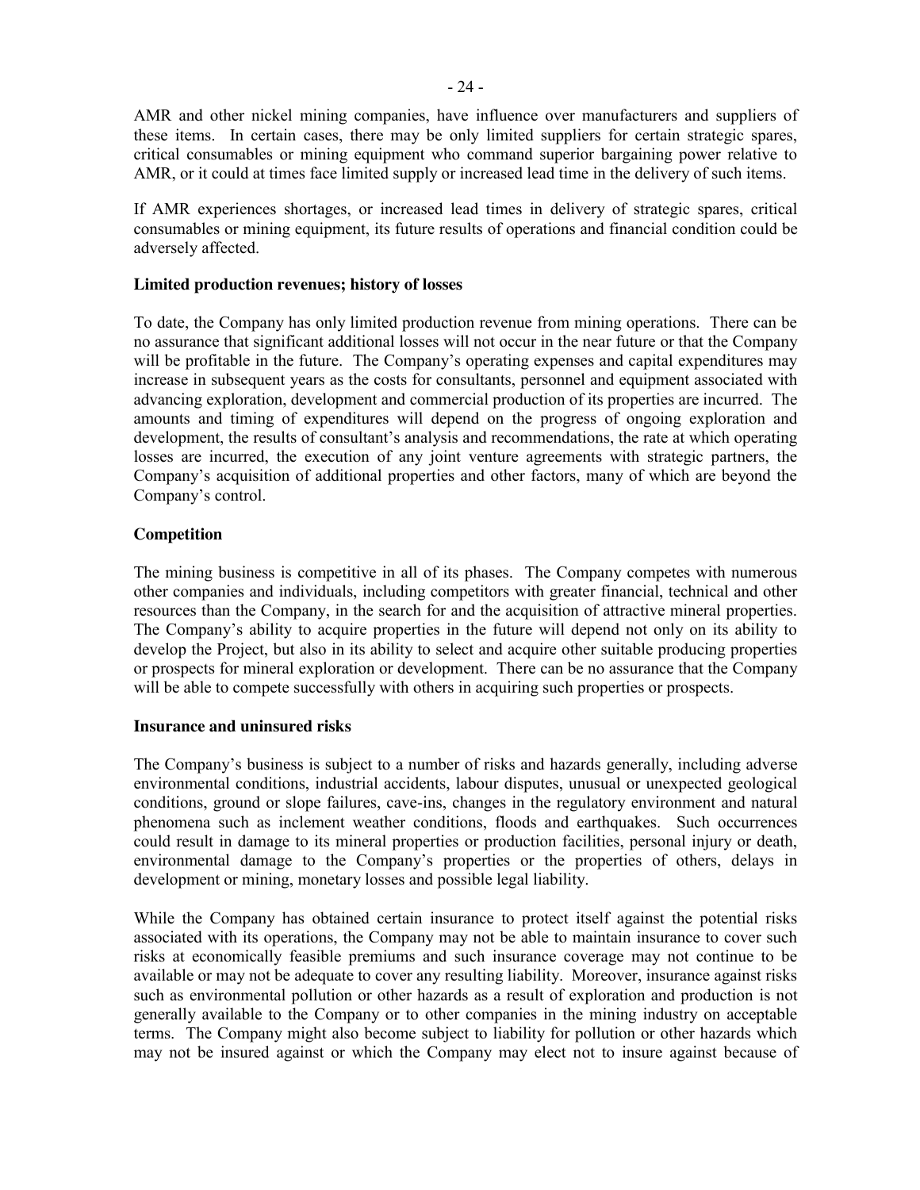AMR and other nickel mining companies, have influence over manufacturers and suppliers of these items. In certain cases, there may be only limited suppliers for certain strategic spares, critical consumables or mining equipment who command superior bargaining power relative to AMR, or it could at times face limited supply or increased lead time in the delivery of such items.

If AMR experiences shortages, or increased lead times in delivery of strategic spares, critical consumables or mining equipment, its future results of operations and financial condition could be adversely affected.

**Limited production revenues; history of losses**

To date, the Company has only limited production revenue from mining operations. There can be no assurance that significant additional losses will not occur in the near future or that the Company will be profitable in the future. The Company's operating expenses and capital expenditures may increase in subsequent years as the costs for consultants, personnel and equipment associated with advancing exploration, development and commercial production of its properties are incurred. The amounts and timing of expenditures will depend on the progress of ongoing exploration and development, the results of consultant's analysis and recommendations, the rate at which operating losses are incurred, the execution of any joint venture agreements with strategic partners, the Company's acquisition of additional properties and other factors, many of which are beyond the Company's control.

**Competition**

The mining business is competitive in all of its phases. The Company competes with numerous other companies and individuals, including competitors with greater financial, technical and other resources than the Company, in the search for and the acquisition of attractive mineral properties. The Company's ability to acquire properties in the future will depend not only on its ability to develop the Project, but also in its ability to select and acquire other suitable producing properties or prospects for mineral exploration or development. There can be no assurance that the Company will be able to compete successfully with others in acquiring such properties or prospects.

**Insurance and uninsured risks**

The Company's business is subject to a number of risks and hazards generally, including adverse environmental conditions, industrial accidents, labour disputes, unusual or unexpected geological conditions, ground or slope failures, cave-ins, changes in the regulatory environment and natural phenomena such as inclement weather conditions, floods and earthquakes. Such occurrences could result in damage to its mineral properties or production facilities, personal injury or death, environmental damage to the Company's properties or the properties of others, delays in development or mining, monetary losses and possible legal liability.

While the Company has obtained certain insurance to protect itself against the potential risks associated with its operations, the Company may not be able to maintain insurance to cover such risks at economically feasible premiums and such insurance coverage may not continue to be available or may not be adequate to cover any resulting liability. Moreover, insurance against risks such as environmental pollution or other hazards as a result of exploration and production is not generally available to the Company or to other companies in the mining industry on acceptable terms. The Company might also become subject to liability for pollution or other hazards which may not be insured against or which the Company may elect not to insure against because of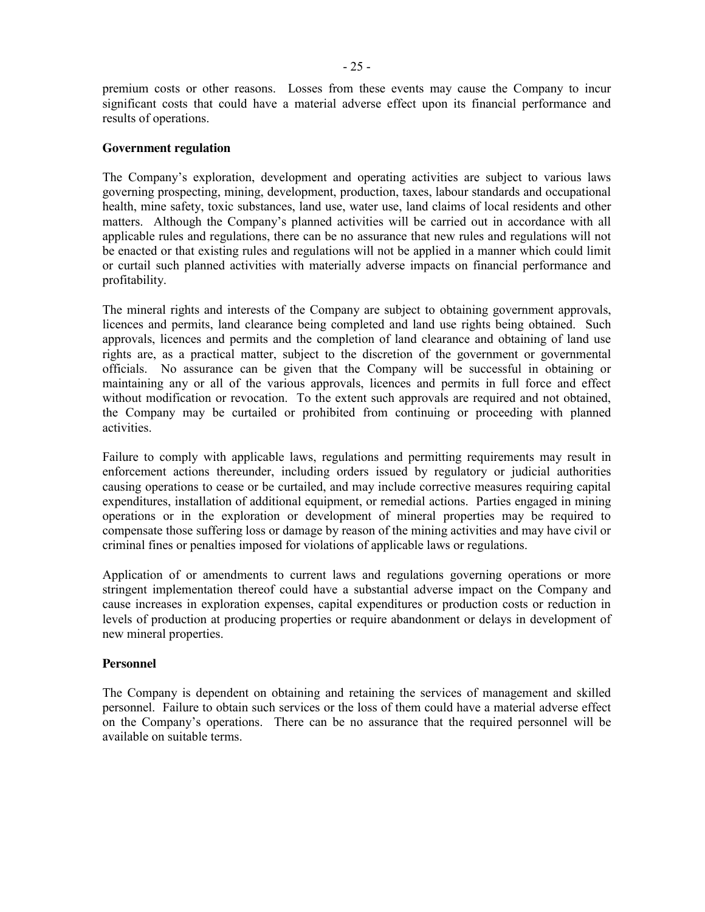premium costs or other reasons. Losses from these events may cause the Company to incur significant costs that could have a material adverse effect upon its financial performance and results of operations.

**Government regulation**

The Company's exploration, development and operating activities are subject to various laws governing prospecting, mining, development, production, taxes, labour standards and occupational health, mine safety, toxic substances, land use, water use, land claims of local residents and other matters. Although the Company's planned activities will be carried out in accordance with all applicable rules and regulations, there can be no assurance that new rules and regulations will not be enacted or that existing rules and regulations will not be applied in a manner which could limit or curtail such planned activities with materially adverse impacts on financial performance and profitability.

The mineral rights and interests of the Company are subject to obtaining government approvals, licences and permits, land clearance being completed and land use rights being obtained. Such approvals, licences and permits and the completion of land clearance and obtaining of land use rights are, as a practical matter, subject to the discretion of the government or governmental officials. No assurance can be given that the Company will be successful in obtaining or maintaining any or all of the various approvals, licences and permits in full force and effect without modification or revocation. To the extent such approvals are required and not obtained, the Company may be curtailed or prohibited from continuing or proceeding with planned activities.

Failure to comply with applicable laws, regulations and permitting requirements may result in enforcement actions thereunder, including orders issued by regulatory or judicial authorities causing operations to cease or be curtailed, and may include corrective measures requiring capital expenditures, installation of additional equipment, or remedial actions. Parties engaged in mining operations or in the exploration or development of mineral properties may be required to compensate those suffering loss or damage by reason of the mining activities and may have civil or criminal fines or penalties imposed for violations of applicable laws or regulations.

Application of or amendments to current laws and regulations governing operations or more stringent implementation thereof could have a substantial adverse impact on the Company and cause increases in exploration expenses, capital expenditures or production costs or reduction in levels of production at producing properties or require abandonment or delays in development of new mineral properties.

**Personnel**

The Company is dependent on obtaining and retaining the services of management and skilled personnel. Failure to obtain such services or the loss of them could have a material adverse effect on the Company's operations. There can be no assurance that the required personnel will be available on suitable terms.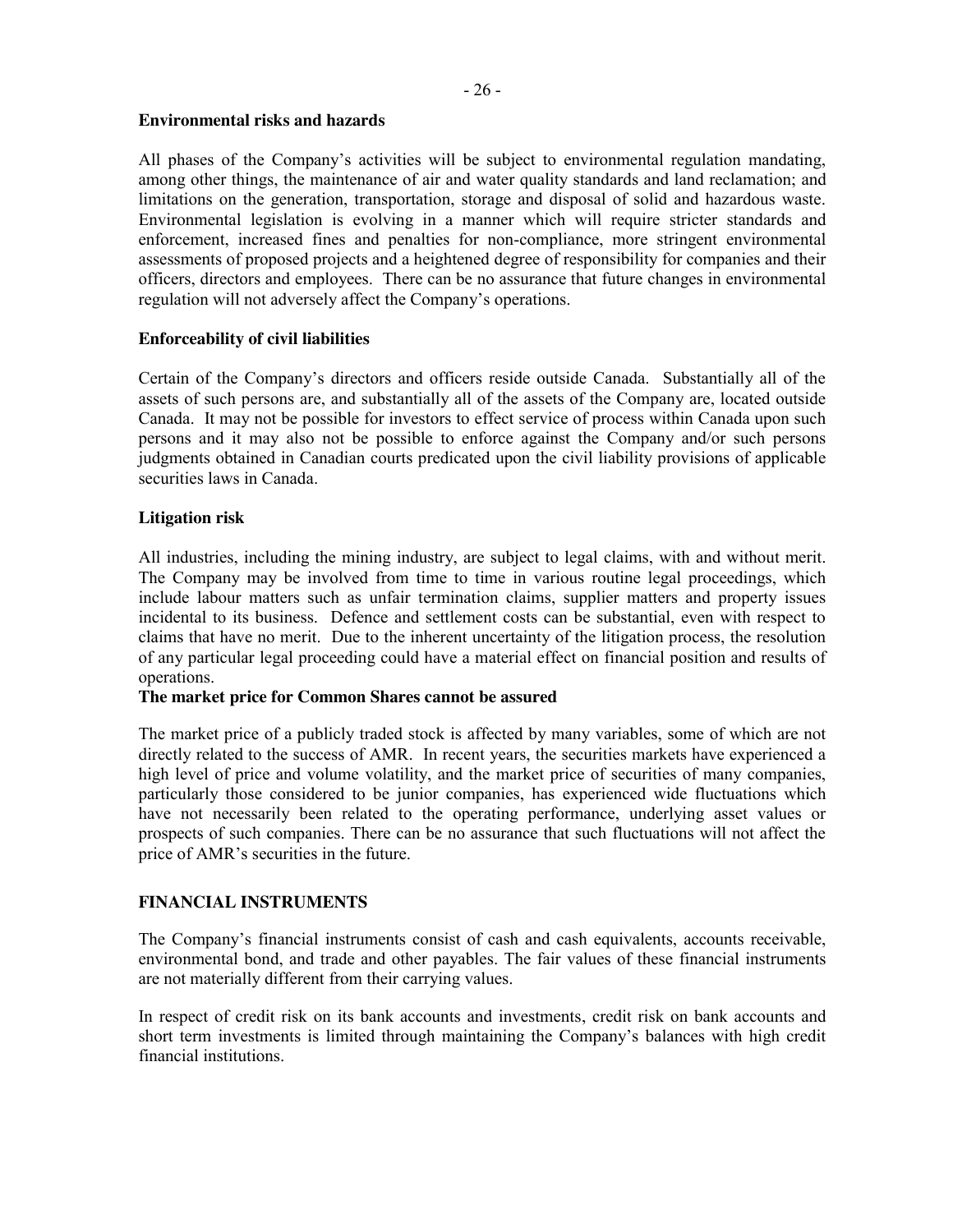**Environmental risks and hazards**

All phases of the Company's activities will be subject to environmental regulation mandating, among other things, the maintenance of air and water quality standards and land reclamation; and limitations on the generation, transportation, storage and disposal of solid and hazardous waste. Environmental legislation is evolving in a manner which will require stricter standards and enforcement, increased fines and penalties for non-compliance, more stringent environmental assessments of proposed projects and a heightened degree of responsibility for companies and their officers, directors and employees. There can be no assurance that future changes in environmental regulation will not adversely affect the Company's operations.

**Enforceability of civil liabilities**

Certain of the Company's directors and officers reside outside Canada. Substantially all of the assets of such persons are, and substantially all of the assets of the Company are, located outside Canada. It may not be possible for investors to effect service of process within Canada upon such persons and it may also not be possible to enforce against the Company and/or such persons judgments obtained in Canadian courts predicated upon the civil liability provisions of applicable securities laws in Canada.

**Litigation risk**

All industries, including the mining industry, are subject to legal claims, with and without merit. The Company may be involved from time to time in various routine legal proceedings, which include labour matters such as unfair termination claims, supplier matters and property issues incidental to its business. Defence and settlement costs can be substantial, even with respect to claims that have no merit. Due to the inherent uncertainty of the litigation process, the resolution of any particular legal proceeding could have a material effect on financial position and results of operations.

**The market price for Common Shares cannot be assured**

The market price of a publicly traded stock is affected by many variables, some of which are not directly related to the success of AMR. In recent years, the securities markets have experienced a high level of price and volume volatility, and the market price of securities of many companies, particularly those considered to be junior companies, has experienced wide fluctuations which have not necessarily been related to the operating performance, underlying asset values or prospects of such companies. There can be no assurance that such fluctuations will not affect the price of AMR's securities in the future.

## FINANCIAL INSTRUMENTS

The Company's financial instruments consist of cash and cash equivalents, accounts receivable, environmental bond, and trade and other payables. The fair values of these financial instruments are not materially different from their carrying values.

In respect of credit risk on its bank accounts and investments, credit risk on bank accounts and short term investments is limited through maintaining the Company's balances with high credit financial institutions.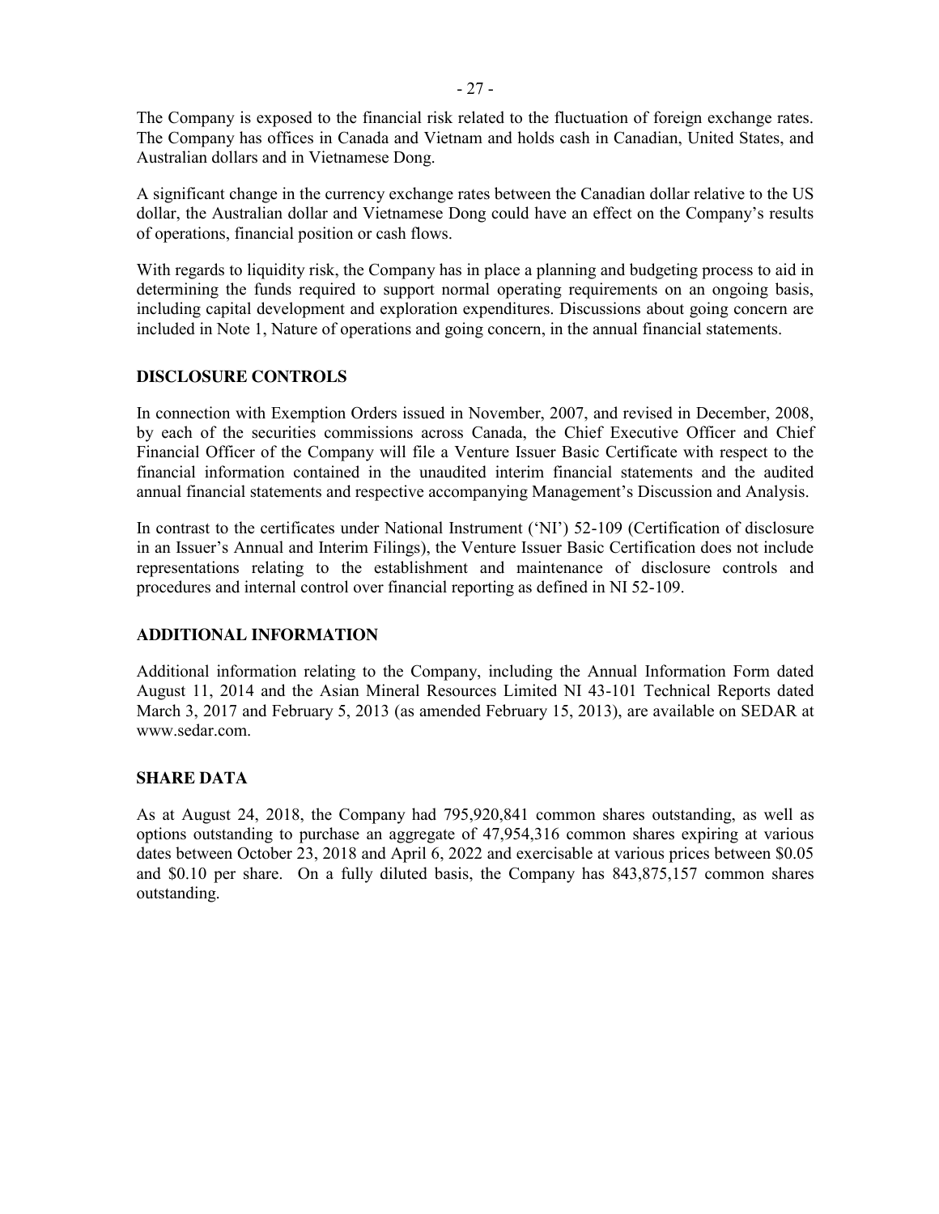The Company is exposed to the financial risk related to the fluctuation of foreign exchange rates. The Company has offices in Canada and Vietnam and holds cash in Canadian, United States, and Australian dollars and in Vietnamese Dong.

A significant change in the currency exchange rates between the Canadian dollar relative to the US dollar, the Australian dollar and Vietnamese Dong could have an effect on the Company's results of operations, financial position or cash flows.

With regards to liquidity risk, the Company has in place a planning and budgeting process to aid in determining the funds required to support normal operating requirements on an ongoing basis, including capital development and exploration expenditures. Discussions about going concern are included in Note 1, Nature of operations and going concern, in the annual financial statements.

## DISCLOSURE CONTROLS

In connection with Exemption Orders issued in November, 2007, and revised in December, 2008, by each of the securities commissions across Canada, the Chief Executive Officer and Chief Financial Officer of the Company will file a Venture Issuer Basic Certificate with respect to the financial information contained in the unaudited interim financial statements and the audited annual financial statements and respective accompanying Management's Discussion and Analysis.

In contrast to the certificates under National Instrument ('NI') 52-109 (Certification of disclosure in an Issuer's Annual and Interim Filings), the Venture Issuer Basic Certification does not include representations relating to the establishment and maintenance of disclosure controls and procedures and internal control over financial reporting as defined in NI 52-109.

## ADDITIONAL INFORMATION

Additional information relating to the Company, including the Annual Information Form dated August 11, 2014 and the Asian Mineral Resources Limited NI 43-101 Technical Reports dated March 3, 2017 and February 5, 2013 (as amended February 15, 2013), are available on SEDAR at www.sedar.com.

## SHARE DATA

As at August 24, 2018, the Company had 795,920,841 common shares outstanding, as well as options outstanding to purchase an aggregate of 47,954,316 common shares expiring at various dates between October 23, 2018 and April 6, 2022 and exercisable at various prices between $0.05 and $0.10 per share. On a fully diluted basis, the Company has 843,875,157 common shares outstanding.